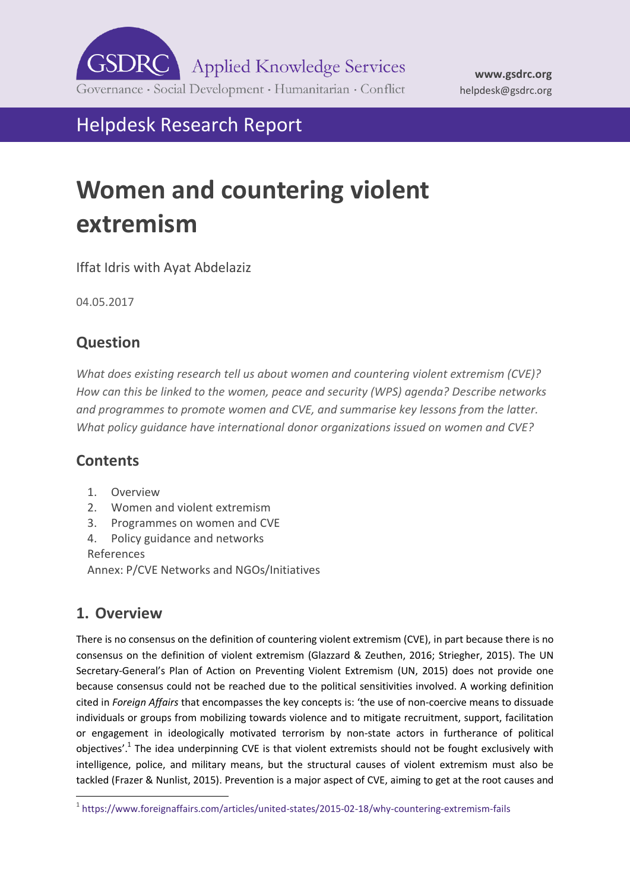GSDRC Applied Knowledge Services

Governance · Social Development · Humanitarian · Conflict

**www.gsdrc.org**
helpdesk@gsdrc.org

Helpdesk Research Report

# Women and countering violent extremism

Iffat Idris with Ayat Abdelaziz

04.05.2017

## Question

*What does existing research tell us about women and countering violent extremism (CVE)? How can this be linked to the women, peace and security (WPS) agenda? Describe networks and programmes to promote women and CVE, and summarise key lessons from the latter. What policy guidance have international donor organizations issued on women and CVE?*

## Contents

1. Overview
2. Women and violent extremism
3. Programmes on women and CVE
4. Policy guidance and networks

References

Annex: P/CVE Networks and NGOs/Initiatives

## 1. Overview

There is no consensus on the definition of countering violent extremism (CVE), in part because there is no consensus on the definition of violent extremism (Glazzard & Zeuthen, 2016; Striegher, 2015). The UN Secretary-General's Plan of Action on Preventing Violent Extremism (UN, 2015) does not provide one because consensus could not be reached due to the political sensitivities involved. A working definition cited in *Foreign Affairs* that encompasses the key concepts is: 'the use of non-coercive means to dissuade individuals or groups from mobilizing towards violence and to mitigate recruitment, support, facilitation or engagement in ideologically motivated terrorism by non-state actors in furtherance of political objectives'.[1] The idea underpinning CVE is that violent extremists should not be fought exclusively with intelligence, police, and military means, but the structural causes of violent extremism must also be tackled (Frazer & Nunlist, 2015). Prevention is a major aspect of CVE, aiming to get at the root causes and

[1] https://www.foreignaffairs.com/articles/united-states/2015-02-18/why-countering-extremism-fails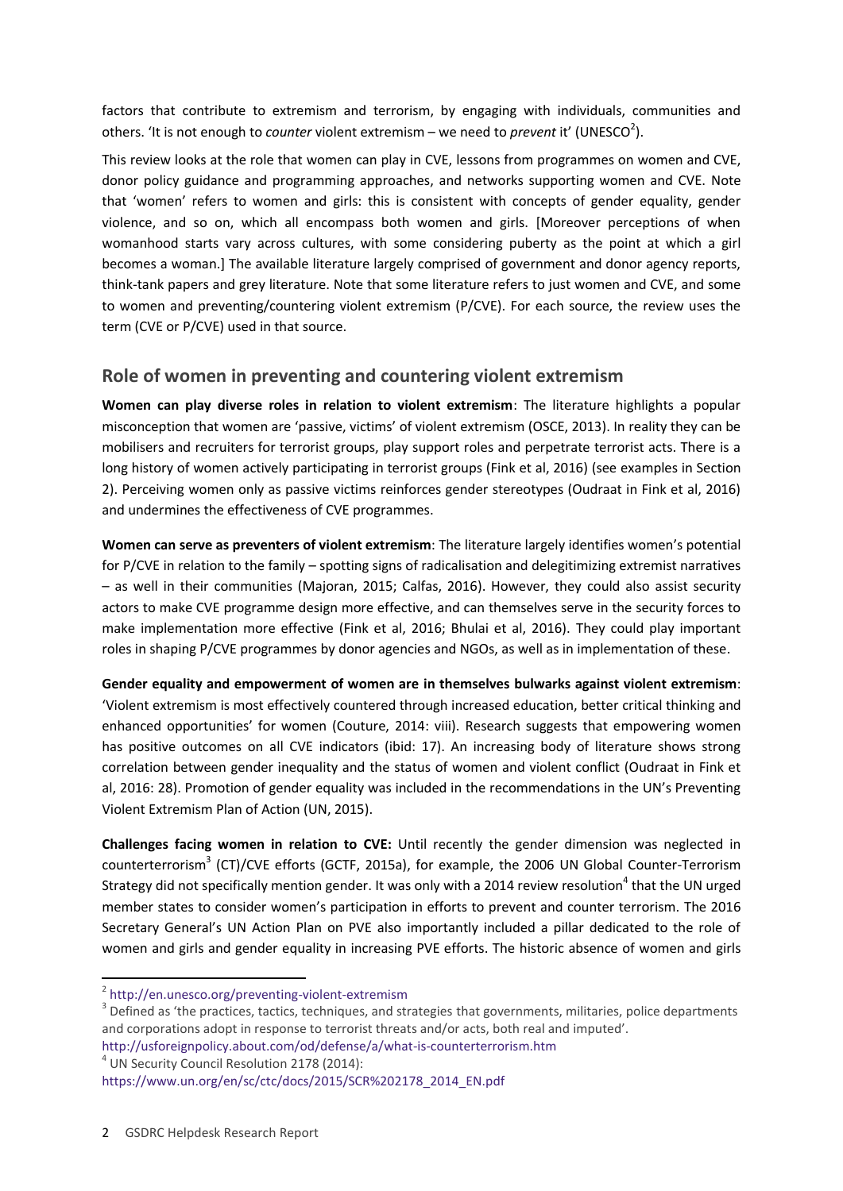factors that contribute to extremism and terrorism, by engaging with individuals, communities and others. 'It is not enough to *counter* violent extremism – we need to *prevent* it' (UNESCO[2]).

This review looks at the role that women can play in CVE, lessons from programmes on women and CVE, donor policy guidance and programming approaches, and networks supporting women and CVE. Note that 'women' refers to women and girls: this is consistent with concepts of gender equality, gender violence, and so on, which all encompass both women and girls. [Moreover perceptions of when womanhood starts vary across cultures, with some considering puberty as the point at which a girl becomes a woman.] The available literature largely comprised of government and donor agency reports, think-tank papers and grey literature. Note that some literature refers to just women and CVE, and some to women and preventing/countering violent extremism (P/CVE). For each source, the review uses the term (CVE or P/CVE) used in that source.

## Role of women in preventing and countering violent extremism

**Women can play diverse roles in relation to violent extremism**: The literature highlights a popular misconception that women are 'passive, victims' of violent extremism (OSCE, 2013). In reality they can be mobilisers and recruiters for terrorist groups, play support roles and perpetrate terrorist acts. There is a long history of women actively participating in terrorist groups (Fink et al, 2016) (see examples in Section 2). Perceiving women only as passive victims reinforces gender stereotypes (Oudraat in Fink et al, 2016) and undermines the effectiveness of CVE programmes.

**Women can serve as preventers of violent extremism**: The literature largely identifies women's potential for P/CVE in relation to the family – spotting signs of radicalisation and delegitimizing extremist narratives – as well in their communities (Majoran, 2015; Calfas, 2016). However, they could also assist security actors to make CVE programme design more effective, and can themselves serve in the security forces to make implementation more effective (Fink et al, 2016; Bhulai et al, 2016). They could play important roles in shaping P/CVE programmes by donor agencies and NGOs, as well as in implementation of these.

**Gender equality and empowerment of women are in themselves bulwarks against violent extremism**: 'Violent extremism is most effectively countered through increased education, better critical thinking and enhanced opportunities' for women (Couture, 2014: viii). Research suggests that empowering women has positive outcomes on all CVE indicators (ibid: 17). An increasing body of literature shows strong correlation between gender inequality and the status of women and violent conflict (Oudraat in Fink et al, 2016: 28). Promotion of gender equality was included in the recommendations in the UN's Preventing Violent Extremism Plan of Action (UN, 2015).

**Challenges facing women in relation to CVE:** Until recently the gender dimension was neglected in counterterrorism[3] (CT)/CVE efforts (GCTF, 2015a), for example, the 2006 UN Global Counter-Terrorism Strategy did not specifically mention gender. It was only with a 2014 review resolution[4] that the UN urged member states to consider women's participation in efforts to prevent and counter terrorism. The 2016 Secretary General's UN Action Plan on PVE also importantly included a pillar dedicated to the role of women and girls and gender equality in increasing PVE efforts. The historic absence of women and girls

---

[2] http://en.unesco.org/preventing-violent-extremism

[3] Defined as 'the practices, tactics, techniques, and strategies that governments, militaries, police departments and corporations adopt in response to terrorist threats and/or acts, both real and imputed'. http://usforeignpolicy.about.com/od/defense/a/what-is-counterterrorism.htm

[4] UN Security Council Resolution 2178 (2014): https://www.un.org/en/sc/ctc/docs/2015/SCR%202178_2014_EN.pdf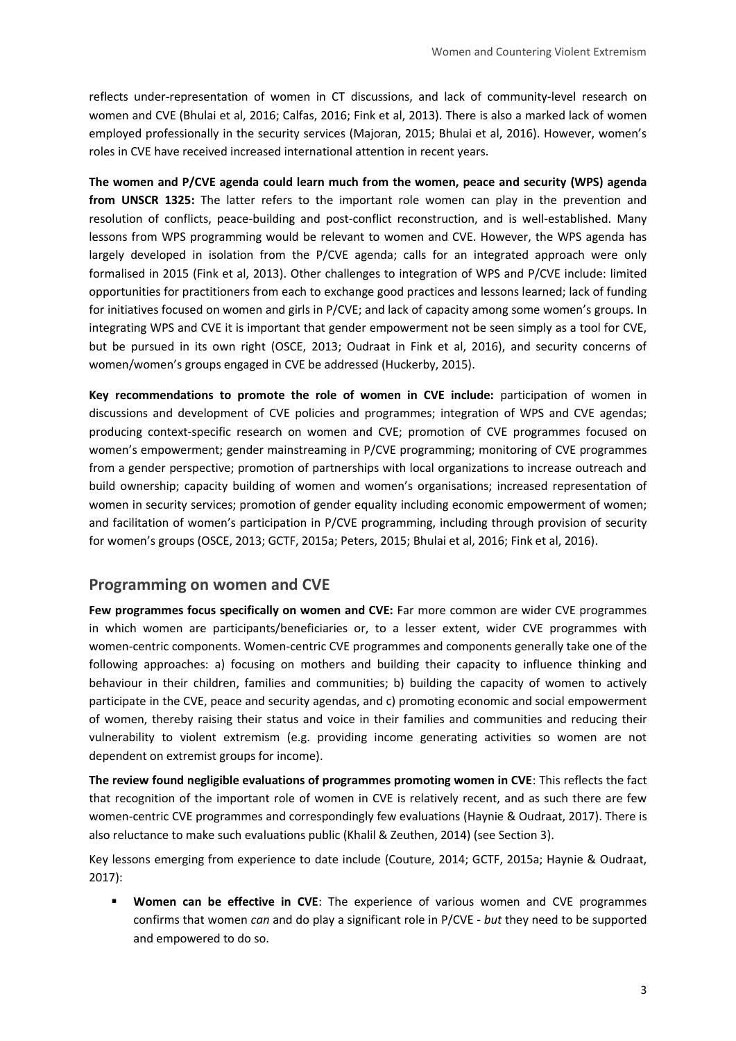reflects under-representation of women in CT discussions, and lack of community-level research on women and CVE (Bhulai et al, 2016; Calfas, 2016; Fink et al, 2013). There is also a marked lack of women employed professionally in the security services (Majoran, 2015; Bhulai et al, 2016). However, women's roles in CVE have received increased international attention in recent years.

**The women and P/CVE agenda could learn much from the women, peace and security (WPS) agenda from UNSCR 1325:** The latter refers to the important role women can play in the prevention and resolution of conflicts, peace-building and post-conflict reconstruction, and is well-established. Many lessons from WPS programming would be relevant to women and CVE. However, the WPS agenda has largely developed in isolation from the P/CVE agenda; calls for an integrated approach were only formalised in 2015 (Fink et al, 2013). Other challenges to integration of WPS and P/CVE include: limited opportunities for practitioners from each to exchange good practices and lessons learned; lack of funding for initiatives focused on women and girls in P/CVE; and lack of capacity among some women's groups. In integrating WPS and CVE it is important that gender empowerment not be seen simply as a tool for CVE, but be pursued in its own right (OSCE, 2013; Oudraat in Fink et al, 2016), and security concerns of women/women's groups engaged in CVE be addressed (Huckerby, 2015).

**Key recommendations to promote the role of women in CVE include:** participation of women in discussions and development of CVE policies and programmes; integration of WPS and CVE agendas; producing context-specific research on women and CVE; promotion of CVE programmes focused on women's empowerment; gender mainstreaming in P/CVE programming; monitoring of CVE programmes from a gender perspective; promotion of partnerships with local organizations to increase outreach and build ownership; capacity building of women and women's organisations; increased representation of women in security services; promotion of gender equality including economic empowerment of women; and facilitation of women's participation in P/CVE programming, including through provision of security for women's groups (OSCE, 2013; GCTF, 2015a; Peters, 2015; Bhulai et al, 2016; Fink et al, 2016).

## Programming on women and CVE

**Few programmes focus specifically on women and CVE:** Far more common are wider CVE programmes in which women are participants/beneficiaries or, to a lesser extent, wider CVE programmes with women-centric components. Women-centric CVE programmes and components generally take one of the following approaches: a) focusing on mothers and building their capacity to influence thinking and behaviour in their children, families and communities; b) building the capacity of women to actively participate in the CVE, peace and security agendas, and c) promoting economic and social empowerment of women, thereby raising their status and voice in their families and communities and reducing their vulnerability to violent extremism (e.g. providing income generating activities so women are not dependent on extremist groups for income).

**The review found negligible evaluations of programmes promoting women in CVE**: This reflects the fact that recognition of the important role of women in CVE is relatively recent, and as such there are few women-centric CVE programmes and correspondingly few evaluations (Haynie & Oudraat, 2017). There is also reluctance to make such evaluations public (Khalil & Zeuthen, 2014) (see Section 3).

Key lessons emerging from experience to date include (Couture, 2014; GCTF, 2015a; Haynie & Oudraat, 2017):

- **Women can be effective in CVE**: The experience of various women and CVE programmes confirms that women *can* and do play a significant role in P/CVE - *but* they need to be supported and empowered to do so.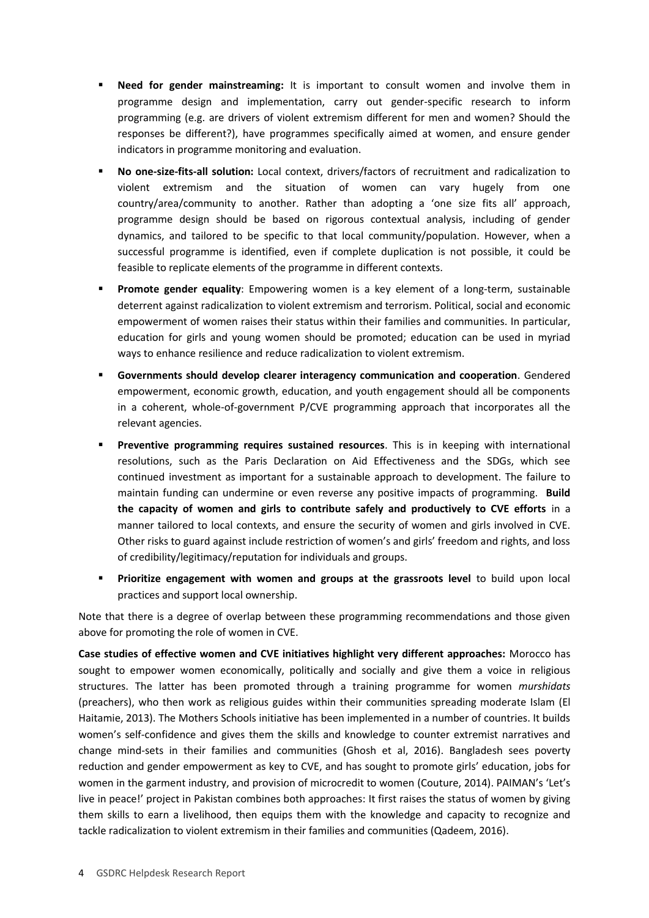- **Need for gender mainstreaming:** It is important to consult women and involve them in programme design and implementation, carry out gender-specific research to inform programming (e.g. are drivers of violent extremism different for men and women? Should the responses be different?), have programmes specifically aimed at women, and ensure gender indicators in programme monitoring and evaluation.
- **No one-size-fits-all solution:** Local context, drivers/factors of recruitment and radicalization to violent extremism and the situation of women can vary hugely from one country/area/community to another. Rather than adopting a 'one size fits all' approach, programme design should be based on rigorous contextual analysis, including of gender dynamics, and tailored to be specific to that local community/population. However, when a successful programme is identified, even if complete duplication is not possible, it could be feasible to replicate elements of the programme in different contexts.
- **Promote gender equality**: Empowering women is a key element of a long-term, sustainable deterrent against radicalization to violent extremism and terrorism. Political, social and economic empowerment of women raises their status within their families and communities. In particular, education for girls and young women should be promoted; education can be used in myriad ways to enhance resilience and reduce radicalization to violent extremism.
- **Governments should develop clearer interagency communication and cooperation**. Gendered empowerment, economic growth, education, and youth engagement should all be components in a coherent, whole-of-government P/CVE programming approach that incorporates all the relevant agencies.
- **Preventive programming requires sustained resources**. This is in keeping with international resolutions, such as the Paris Declaration on Aid Effectiveness and the SDGs, which see continued investment as important for a sustainable approach to development. The failure to maintain funding can undermine or even reverse any positive impacts of programming. **Build the capacity of women and girls to contribute safely and productively to CVE efforts** in a manner tailored to local contexts, and ensure the security of women and girls involved in CVE. Other risks to guard against include restriction of women's and girls' freedom and rights, and loss of credibility/legitimacy/reputation for individuals and groups.
- **Prioritize engagement with women and groups at the grassroots level** to build upon local practices and support local ownership.

Note that there is a degree of overlap between these programming recommendations and those given above for promoting the role of women in CVE.

**Case studies of effective women and CVE initiatives highlight very different approaches:** Morocco has sought to empower women economically, politically and socially and give them a voice in religious structures. The latter has been promoted through a training programme for women *murshidats* (preachers), who then work as religious guides within their communities spreading moderate Islam (El Haitamie, 2013). The Mothers Schools initiative has been implemented in a number of countries. It builds women's self-confidence and gives them the skills and knowledge to counter extremist narratives and change mind-sets in their families and communities (Ghosh et al, 2016). Bangladesh sees poverty reduction and gender empowerment as key to CVE, and has sought to promote girls' education, jobs for women in the garment industry, and provision of microcredit to women (Couture, 2014). PAIMAN's 'Let's live in peace!' project in Pakistan combines both approaches: It first raises the status of women by giving them skills to earn a livelihood, then equips them with the knowledge and capacity to recognize and tackle radicalization to violent extremism in their families and communities (Qadeem, 2016).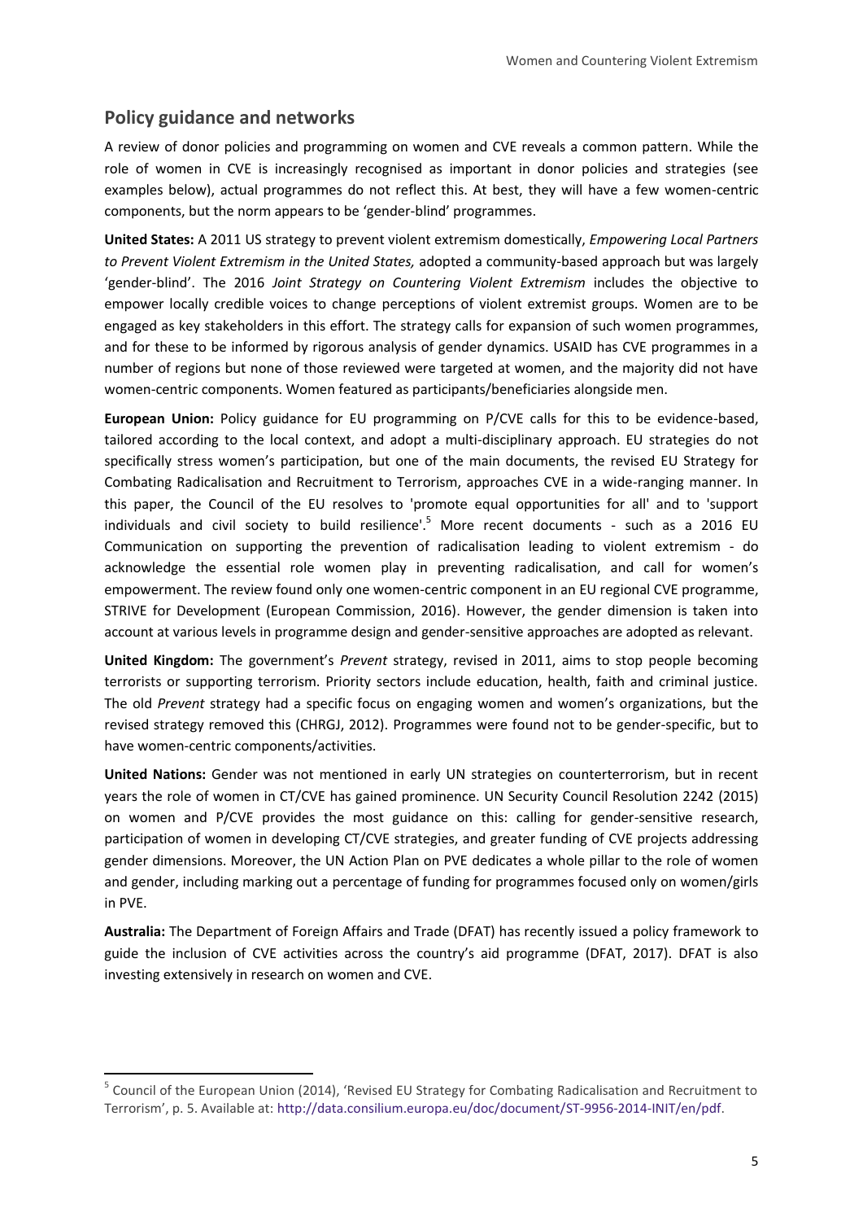## Policy guidance and networks

A review of donor policies and programming on women and CVE reveals a common pattern. While the role of women in CVE is increasingly recognised as important in donor policies and strategies (see examples below), actual programmes do not reflect this. At best, they will have a few women-centric components, but the norm appears to be 'gender-blind' programmes.

**United States:** A 2011 US strategy to prevent violent extremism domestically, *Empowering Local Partners to Prevent Violent Extremism in the United States,* adopted a community-based approach but was largely 'gender-blind'. The 2016 *Joint Strategy on Countering Violent Extremism* includes the objective to empower locally credible voices to change perceptions of violent extremist groups. Women are to be engaged as key stakeholders in this effort. The strategy calls for expansion of such women programmes, and for these to be informed by rigorous analysis of gender dynamics. USAID has CVE programmes in a number of regions but none of those reviewed were targeted at women, and the majority did not have women-centric components. Women featured as participants/beneficiaries alongside men.

**European Union:** Policy guidance for EU programming on P/CVE calls for this to be evidence-based, tailored according to the local context, and adopt a multi-disciplinary approach. EU strategies do not specifically stress women's participation, but one of the main documents, the revised EU Strategy for Combating Radicalisation and Recruitment to Terrorism, approaches CVE in a wide-ranging manner. In this paper, the Council of the EU resolves to 'promote equal opportunities for all' and to 'support individuals and civil society to build resilience'.[5] More recent documents - such as a 2016 EU Communication on supporting the prevention of radicalisation leading to violent extremism - do acknowledge the essential role women play in preventing radicalisation, and call for women's empowerment. The review found only one women-centric component in an EU regional CVE programme, STRIVE for Development (European Commission, 2016). However, the gender dimension is taken into account at various levels in programme design and gender-sensitive approaches are adopted as relevant.

**United Kingdom:** The government's *Prevent* strategy, revised in 2011, aims to stop people becoming terrorists or supporting terrorism. Priority sectors include education, health, faith and criminal justice. The old *Prevent* strategy had a specific focus on engaging women and women's organizations, but the revised strategy removed this (CHRGJ, 2012). Programmes were found not to be gender-specific, but to have women-centric components/activities.

**United Nations:** Gender was not mentioned in early UN strategies on counterterrorism, but in recent years the role of women in CT/CVE has gained prominence. UN Security Council Resolution 2242 (2015) on women and P/CVE provides the most guidance on this: calling for gender-sensitive research, participation of women in developing CT/CVE strategies, and greater funding of CVE projects addressing gender dimensions. Moreover, the UN Action Plan on PVE dedicates a whole pillar to the role of women and gender, including marking out a percentage of funding for programmes focused only on women/girls in PVE.

**Australia:** The Department of Foreign Affairs and Trade (DFAT) has recently issued a policy framework to guide the inclusion of CVE activities across the country's aid programme (DFAT, 2017). DFAT is also investing extensively in research on women and CVE.

---

[5] Council of the European Union (2014), 'Revised EU Strategy for Combating Radicalisation and Recruitment to Terrorism', p. 5. Available at: http://data.consilium.europa.eu/doc/document/ST-9956-2014-INIT/en/pdf.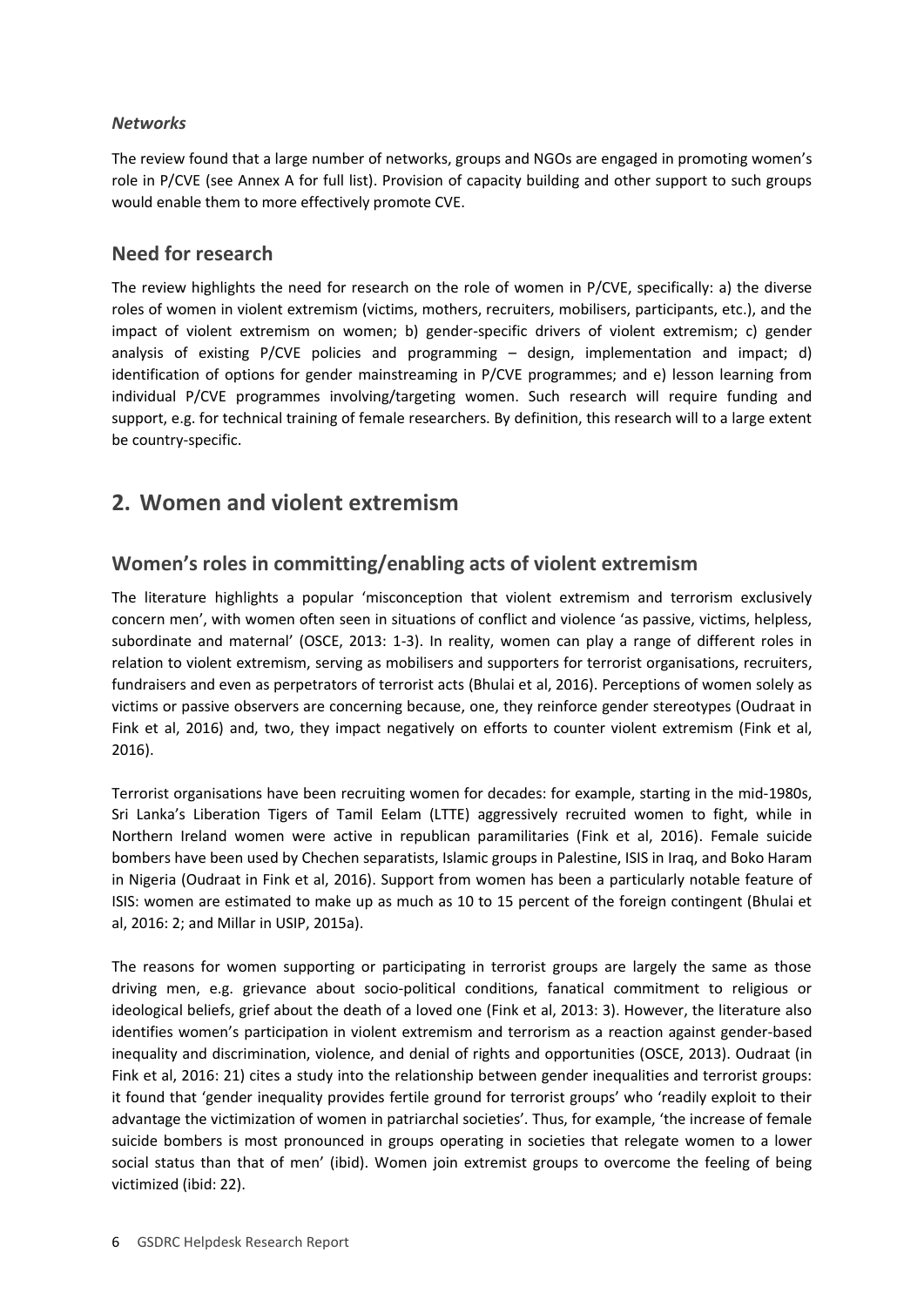*Networks*

The review found that a large number of networks, groups and NGOs are engaged in promoting women's role in P/CVE (see Annex A for full list). Provision of capacity building and other support to such groups would enable them to more effectively promote CVE.

### Need for research

The review highlights the need for research on the role of women in P/CVE, specifically: a) the diverse roles of women in violent extremism (victims, mothers, recruiters, mobilisers, participants, etc.), and the impact of violent extremism on women; b) gender-specific drivers of violent extremism; c) gender analysis of existing P/CVE policies and programming – design, implementation and impact; d) identification of options for gender mainstreaming in P/CVE programmes; and e) lesson learning from individual P/CVE programmes involving/targeting women. Such research will require funding and support, e.g. for technical training of female researchers. By definition, this research will to a large extent be country-specific.

## 2. Women and violent extremism

### Women's roles in committing/enabling acts of violent extremism

The literature highlights a popular 'misconception that violent extremism and terrorism exclusively concern men', with women often seen in situations of conflict and violence 'as passive, victims, helpless, subordinate and maternal' (OSCE, 2013: 1-3). In reality, women can play a range of different roles in relation to violent extremism, serving as mobilisers and supporters for terrorist organisations, recruiters, fundraisers and even as perpetrators of terrorist acts (Bhulai et al, 2016). Perceptions of women solely as victims or passive observers are concerning because, one, they reinforce gender stereotypes (Oudraat in Fink et al, 2016) and, two, they impact negatively on efforts to counter violent extremism (Fink et al, 2016).

Terrorist organisations have been recruiting women for decades: for example, starting in the mid-1980s, Sri Lanka's Liberation Tigers of Tamil Eelam (LTTE) aggressively recruited women to fight, while in Northern Ireland women were active in republican paramilitaries (Fink et al, 2016). Female suicide bombers have been used by Chechen separatists, Islamic groups in Palestine, ISIS in Iraq, and Boko Haram in Nigeria (Oudraat in Fink et al, 2016). Support from women has been a particularly notable feature of ISIS: women are estimated to make up as much as 10 to 15 percent of the foreign contingent (Bhulai et al, 2016: 2; and Millar in USIP, 2015a).

The reasons for women supporting or participating in terrorist groups are largely the same as those driving men, e.g. grievance about socio-political conditions, fanatical commitment to religious or ideological beliefs, grief about the death of a loved one (Fink et al, 2013: 3). However, the literature also identifies women's participation in violent extremism and terrorism as a reaction against gender-based inequality and discrimination, violence, and denial of rights and opportunities (OSCE, 2013). Oudraat (in Fink et al, 2016: 21) cites a study into the relationship between gender inequalities and terrorist groups: it found that 'gender inequality provides fertile ground for terrorist groups' who 'readily exploit to their advantage the victimization of women in patriarchal societies'. Thus, for example, 'the increase of female suicide bombers is most pronounced in groups operating in societies that relegate women to a lower social status than that of men' (ibid). Women join extremist groups to overcome the feeling of being victimized (ibid: 22).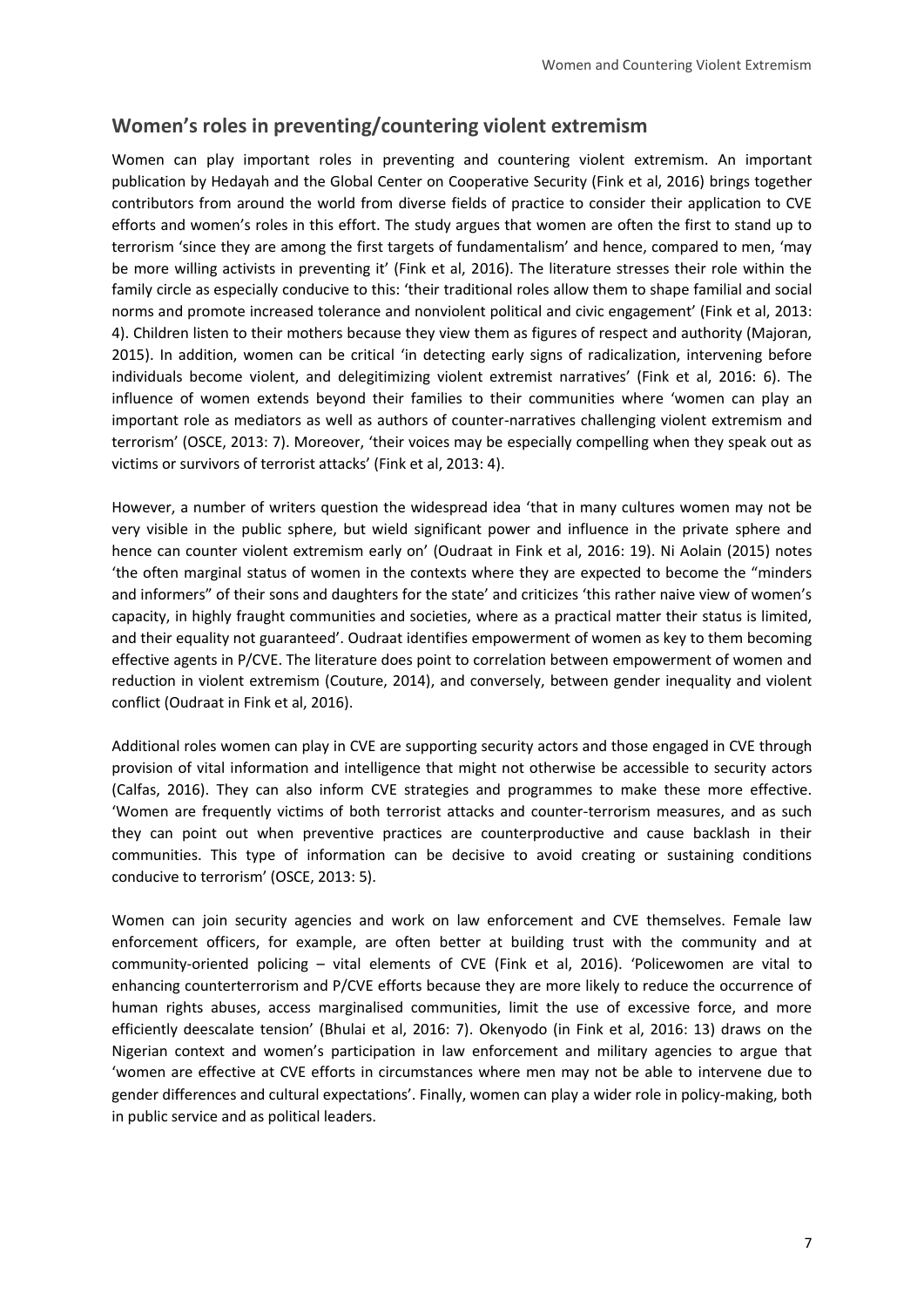## Women's roles in preventing/countering violent extremism

Women can play important roles in preventing and countering violent extremism. An important publication by Hedayah and the Global Center on Cooperative Security (Fink et al, 2016) brings together contributors from around the world from diverse fields of practice to consider their application to CVE efforts and women's roles in this effort. The study argues that women are often the first to stand up to terrorism 'since they are among the first targets of fundamentalism' and hence, compared to men, 'may be more willing activists in preventing it' (Fink et al, 2016). The literature stresses their role within the family circle as especially conducive to this: 'their traditional roles allow them to shape familial and social norms and promote increased tolerance and nonviolent political and civic engagement' (Fink et al, 2013: 4). Children listen to their mothers because they view them as figures of respect and authority (Majoran, 2015). In addition, women can be critical 'in detecting early signs of radicalization, intervening before individuals become violent, and delegitimizing violent extremist narratives' (Fink et al, 2016: 6). The influence of women extends beyond their families to their communities where 'women can play an important role as mediators as well as authors of counter-narratives challenging violent extremism and terrorism' (OSCE, 2013: 7). Moreover, 'their voices may be especially compelling when they speak out as victims or survivors of terrorist attacks' (Fink et al, 2013: 4).

However, a number of writers question the widespread idea 'that in many cultures women may not be very visible in the public sphere, but wield significant power and influence in the private sphere and hence can counter violent extremism early on' (Oudraat in Fink et al, 2016: 19). Ni Aolain (2015) notes 'the often marginal status of women in the contexts where they are expected to become the "minders and informers" of their sons and daughters for the state' and criticizes 'this rather naive view of women's capacity, in highly fraught communities and societies, where as a practical matter their status is limited, and their equality not guaranteed'. Oudraat identifies empowerment of women as key to them becoming effective agents in P/CVE. The literature does point to correlation between empowerment of women and reduction in violent extremism (Couture, 2014), and conversely, between gender inequality and violent conflict (Oudraat in Fink et al, 2016).

Additional roles women can play in CVE are supporting security actors and those engaged in CVE through provision of vital information and intelligence that might not otherwise be accessible to security actors (Calfas, 2016). They can also inform CVE strategies and programmes to make these more effective. 'Women are frequently victims of both terrorist attacks and counter-terrorism measures, and as such they can point out when preventive practices are counterproductive and cause backlash in their communities. This type of information can be decisive to avoid creating or sustaining conditions conducive to terrorism' (OSCE, 2013: 5).

Women can join security agencies and work on law enforcement and CVE themselves. Female law enforcement officers, for example, are often better at building trust with the community and at community-oriented policing – vital elements of CVE (Fink et al, 2016). 'Policewomen are vital to enhancing counterterrorism and P/CVE efforts because they are more likely to reduce the occurrence of human rights abuses, access marginalised communities, limit the use of excessive force, and more efficiently deescalate tension' (Bhulai et al, 2016: 7). Okenyodo (in Fink et al, 2016: 13) draws on the Nigerian context and women's participation in law enforcement and military agencies to argue that 'women are effective at CVE efforts in circumstances where men may not be able to intervene due to gender differences and cultural expectations'. Finally, women can play a wider role in policy-making, both in public service and as political leaders.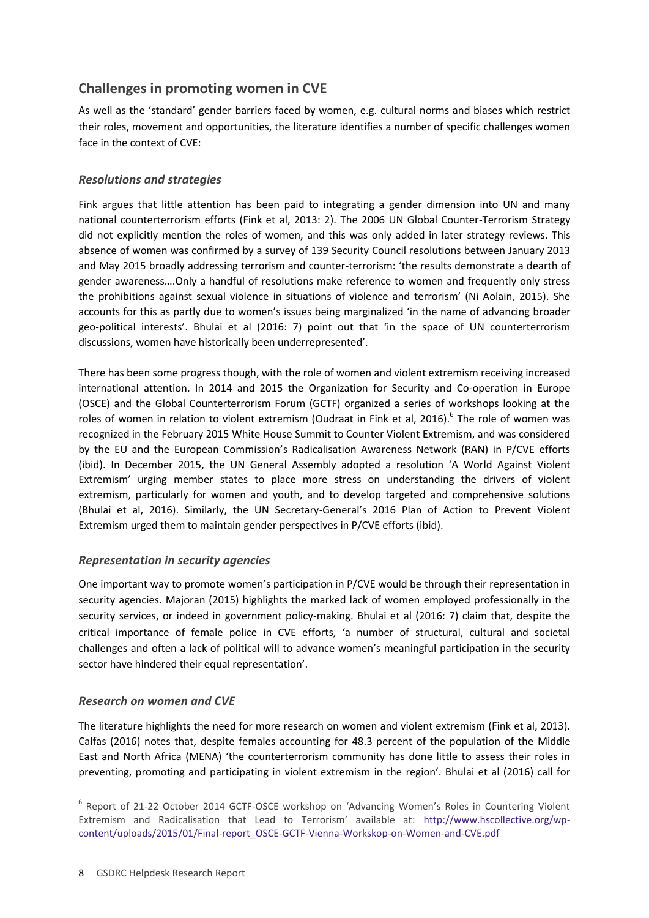## Challenges in promoting women in CVE

As well as the 'standard' gender barriers faced by women, e.g. cultural norms and biases which restrict their roles, movement and opportunities, the literature identifies a number of specific challenges women face in the context of CVE:

### *Resolutions and strategies*

Fink argues that little attention has been paid to integrating a gender dimension into UN and many national counterterrorism efforts (Fink et al, 2013: 2). The 2006 UN Global Counter-Terrorism Strategy did not explicitly mention the roles of women, and this was only added in later strategy reviews. This absence of women was confirmed by a survey of 139 Security Council resolutions between January 2013 and May 2015 broadly addressing terrorism and counter-terrorism: 'the results demonstrate a dearth of gender awareness….Only a handful of resolutions make reference to women and frequently only stress the prohibitions against sexual violence in situations of violence and terrorism' (Ni Aolain, 2015). She accounts for this as partly due to women's issues being marginalized 'in the name of advancing broader geo-political interests'. Bhulai et al (2016: 7) point out that 'in the space of UN counterterrorism discussions, women have historically been underrepresented'.

There has been some progress though, with the role of women and violent extremism receiving increased international attention. In 2014 and 2015 the Organization for Security and Co-operation in Europe (OSCE) and the Global Counterterrorism Forum (GCTF) organized a series of workshops looking at the roles of women in relation to violent extremism (Oudraat in Fink et al, 2016).[6] The role of women was recognized in the February 2015 White House Summit to Counter Violent Extremism, and was considered by the EU and the European Commission's Radicalisation Awareness Network (RAN) in P/CVE efforts (ibid). In December 2015, the UN General Assembly adopted a resolution 'A World Against Violent Extremism' urging member states to place more stress on understanding the drivers of violent extremism, particularly for women and youth, and to develop targeted and comprehensive solutions (Bhulai et al, 2016). Similarly, the UN Secretary-General's 2016 Plan of Action to Prevent Violent Extremism urged them to maintain gender perspectives in P/CVE efforts (ibid).

### *Representation in security agencies*

One important way to promote women's participation in P/CVE would be through their representation in security agencies. Majoran (2015) highlights the marked lack of women employed professionally in the security services, or indeed in government policy-making. Bhulai et al (2016: 7) claim that, despite the critical importance of female police in CVE efforts, 'a number of structural, cultural and societal challenges and often a lack of political will to advance women's meaningful participation in the security sector have hindered their equal representation'.

### *Research on women and CVE*

The literature highlights the need for more research on women and violent extremism (Fink et al, 2013). Calfas (2016) notes that, despite females accounting for 48.3 percent of the population of the Middle East and North Africa (MENA) 'the counterterrorism community has done little to assess their roles in preventing, promoting and participating in violent extremism in the region'. Bhulai et al (2016) call for

---

[6] Report of 21-22 October 2014 GCTF-OSCE workshop on 'Advancing Women's Roles in Countering Violent Extremism and Radicalisation that Lead to Terrorism' available at: http://www.hscollective.org/wp-content/uploads/2015/01/Final-report_OSCE-GCTF-Vienna-Workskop-on-Women-and-CVE.pdf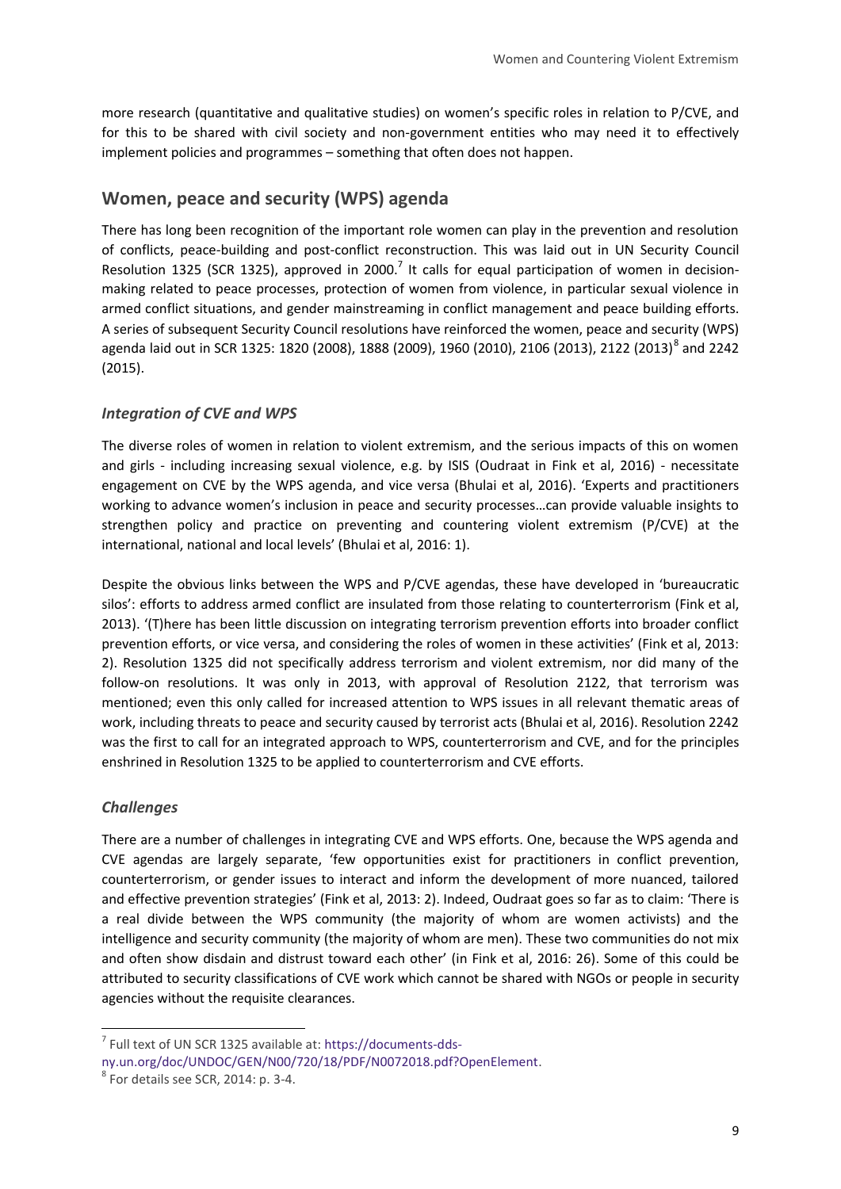more research (quantitative and qualitative studies) on women's specific roles in relation to P/CVE, and for this to be shared with civil society and non-government entities who may need it to effectively implement policies and programmes – something that often does not happen.

## Women, peace and security (WPS) agenda

There has long been recognition of the important role women can play in the prevention and resolution of conflicts, peace-building and post-conflict reconstruction. This was laid out in UN Security Council Resolution 1325 (SCR 1325), approved in 2000.[7] It calls for equal participation of women in decision-making related to peace processes, protection of women from violence, in particular sexual violence in armed conflict situations, and gender mainstreaming in conflict management and peace building efforts. A series of subsequent Security Council resolutions have reinforced the women, peace and security (WPS) agenda laid out in SCR 1325: 1820 (2008), 1888 (2009), 1960 (2010), 2106 (2013), 2122 (2013)[8] and 2242 (2015).

### *Integration of CVE and WPS*

The diverse roles of women in relation to violent extremism, and the serious impacts of this on women and girls - including increasing sexual violence, e.g. by ISIS (Oudraat in Fink et al, 2016) - necessitate engagement on CVE by the WPS agenda, and vice versa (Bhulai et al, 2016). 'Experts and practitioners working to advance women's inclusion in peace and security processes…can provide valuable insights to strengthen policy and practice on preventing and countering violent extremism (P/CVE) at the international, national and local levels' (Bhulai et al, 2016: 1).

Despite the obvious links between the WPS and P/CVE agendas, these have developed in 'bureaucratic silos': efforts to address armed conflict are insulated from those relating to counterterrorism (Fink et al, 2013). '(T)here has been little discussion on integrating terrorism prevention efforts into broader conflict prevention efforts, or vice versa, and considering the roles of women in these activities' (Fink et al, 2013: 2). Resolution 1325 did not specifically address terrorism and violent extremism, nor did many of the follow-on resolutions. It was only in 2013, with approval of Resolution 2122, that terrorism was mentioned; even this only called for increased attention to WPS issues in all relevant thematic areas of work, including threats to peace and security caused by terrorist acts (Bhulai et al, 2016). Resolution 2242 was the first to call for an integrated approach to WPS, counterterrorism and CVE, and for the principles enshrined in Resolution 1325 to be applied to counterterrorism and CVE efforts.

### *Challenges*

There are a number of challenges in integrating CVE and WPS efforts. One, because the WPS agenda and CVE agendas are largely separate, 'few opportunities exist for practitioners in conflict prevention, counterterrorism, or gender issues to interact and inform the development of more nuanced, tailored and effective prevention strategies' (Fink et al, 2013: 2). Indeed, Oudraat goes so far as to claim: 'There is a real divide between the WPS community (the majority of whom are women activists) and the intelligence and security community (the majority of whom are men). These two communities do not mix and often show disdain and distrust toward each other' (in Fink et al, 2016: 26). Some of this could be attributed to security classifications of CVE work which cannot be shared with NGOs or people in security agencies without the requisite clearances.

---

[7] Full text of UN SCR 1325 available at: https://documents-dds-ny.un.org/doc/UNDOC/GEN/N00/720/18/PDF/N0072018.pdf?OpenElement.

[8] For details see SCR, 2014: p. 3-4.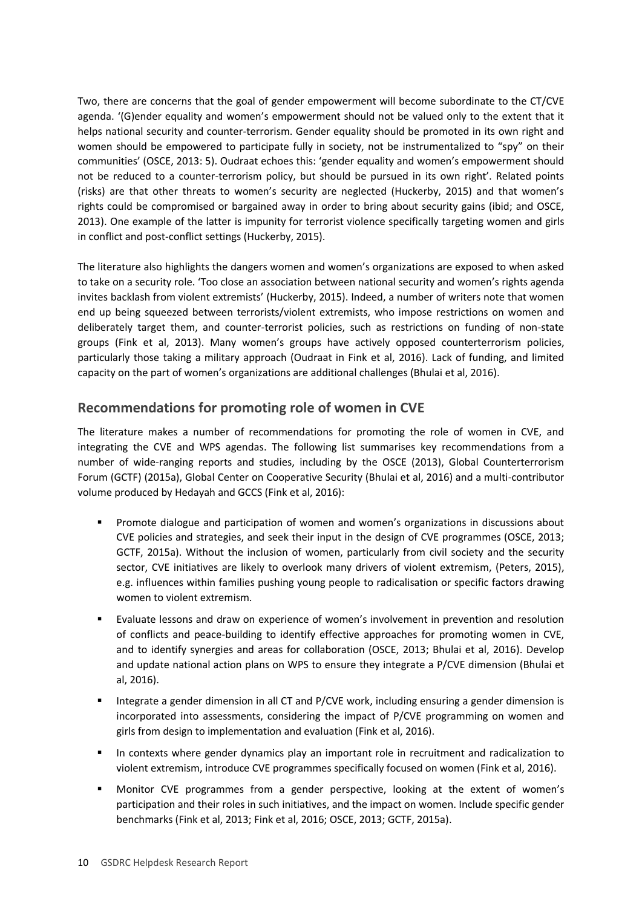Two, there are concerns that the goal of gender empowerment will become subordinate to the CT/CVE agenda. '(G)ender equality and women's empowerment should not be valued only to the extent that it helps national security and counter-terrorism. Gender equality should be promoted in its own right and women should be empowered to participate fully in society, not be instrumentalized to "spy" on their communities' (OSCE, 2013: 5). Oudraat echoes this: 'gender equality and women's empowerment should not be reduced to a counter-terrorism policy, but should be pursued in its own right'. Related points (risks) are that other threats to women's security are neglected (Huckerby, 2015) and that women's rights could be compromised or bargained away in order to bring about security gains (ibid; and OSCE, 2013). One example of the latter is impunity for terrorist violence specifically targeting women and girls in conflict and post-conflict settings (Huckerby, 2015).

The literature also highlights the dangers women and women's organizations are exposed to when asked to take on a security role. 'Too close an association between national security and women's rights agenda invites backlash from violent extremists' (Huckerby, 2015). Indeed, a number of writers note that women end up being squeezed between terrorists/violent extremists, who impose restrictions on women and deliberately target them, and counter-terrorist policies, such as restrictions on funding of non-state groups (Fink et al, 2013). Many women's groups have actively opposed counterterrorism policies, particularly those taking a military approach (Oudraat in Fink et al, 2016). Lack of funding, and limited capacity on the part of women's organizations are additional challenges (Bhulai et al, 2016).

## Recommendations for promoting role of women in CVE

The literature makes a number of recommendations for promoting the role of women in CVE, and integrating the CVE and WPS agendas. The following list summarises key recommendations from a number of wide-ranging reports and studies, including by the OSCE (2013), Global Counterterrorism Forum (GCTF) (2015a), Global Center on Cooperative Security (Bhulai et al, 2016) and a multi-contributor volume produced by Hedayah and GCCS (Fink et al, 2016):

- Promote dialogue and participation of women and women's organizations in discussions about CVE policies and strategies, and seek their input in the design of CVE programmes (OSCE, 2013; GCTF, 2015a). Without the inclusion of women, particularly from civil society and the security sector, CVE initiatives are likely to overlook many drivers of violent extremism, (Peters, 2015), e.g. influences within families pushing young people to radicalisation or specific factors drawing women to violent extremism.
- Evaluate lessons and draw on experience of women's involvement in prevention and resolution of conflicts and peace-building to identify effective approaches for promoting women in CVE, and to identify synergies and areas for collaboration (OSCE, 2013; Bhulai et al, 2016). Develop and update national action plans on WPS to ensure they integrate a P/CVE dimension (Bhulai et al, 2016).
- Integrate a gender dimension in all CT and P/CVE work, including ensuring a gender dimension is incorporated into assessments, considering the impact of P/CVE programming on women and girls from design to implementation and evaluation (Fink et al, 2016).
- In contexts where gender dynamics play an important role in recruitment and radicalization to violent extremism, introduce CVE programmes specifically focused on women (Fink et al, 2016).
- Monitor CVE programmes from a gender perspective, looking at the extent of women's participation and their roles in such initiatives, and the impact on women. Include specific gender benchmarks (Fink et al, 2013; Fink et al, 2016; OSCE, 2013; GCTF, 2015a).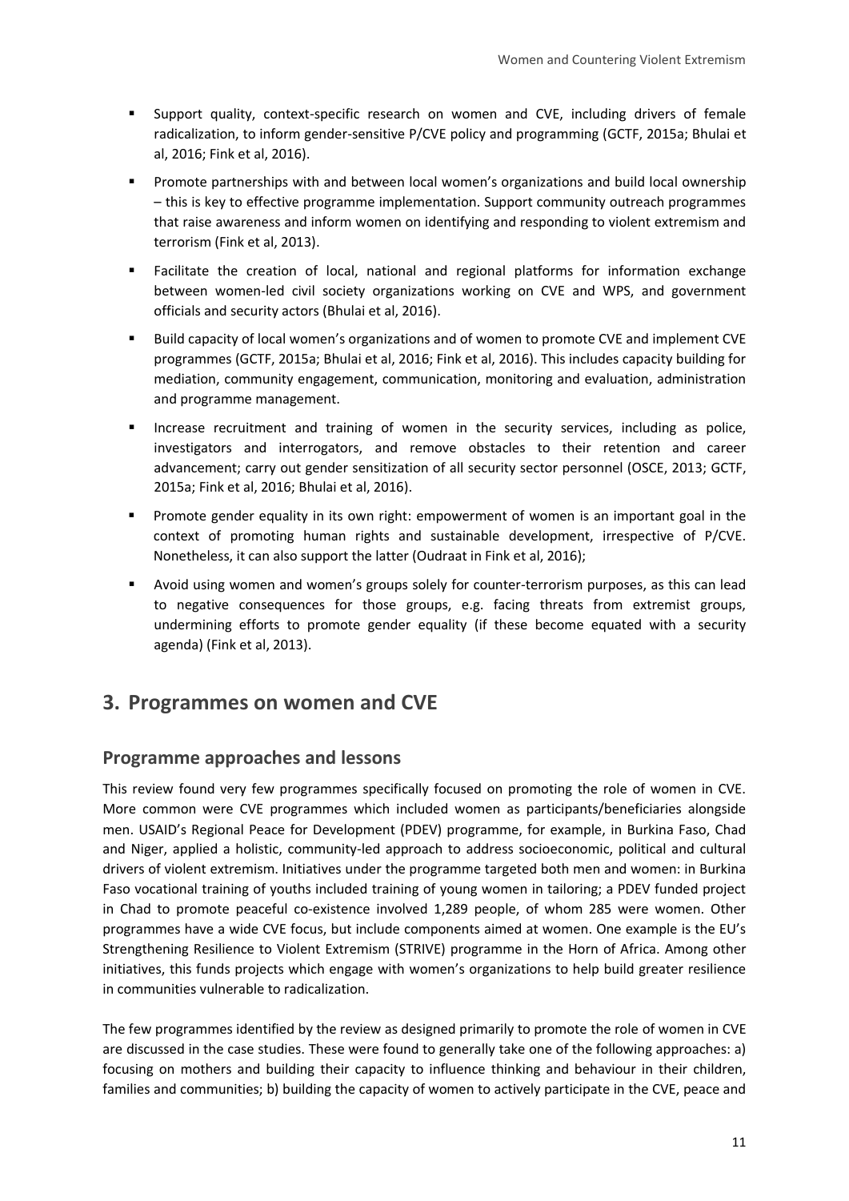- Support quality, context-specific research on women and CVE, including drivers of female radicalization, to inform gender-sensitive P/CVE policy and programming (GCTF, 2015a; Bhulai et al, 2016; Fink et al, 2016).
- Promote partnerships with and between local women's organizations and build local ownership – this is key to effective programme implementation. Support community outreach programmes that raise awareness and inform women on identifying and responding to violent extremism and terrorism (Fink et al, 2013).
- Facilitate the creation of local, national and regional platforms for information exchange between women-led civil society organizations working on CVE and WPS, and government officials and security actors (Bhulai et al, 2016).
- Build capacity of local women's organizations and of women to promote CVE and implement CVE programmes (GCTF, 2015a; Bhulai et al, 2016; Fink et al, 2016). This includes capacity building for mediation, community engagement, communication, monitoring and evaluation, administration and programme management.
- Increase recruitment and training of women in the security services, including as police, investigators and interrogators, and remove obstacles to their retention and career advancement; carry out gender sensitization of all security sector personnel (OSCE, 2013; GCTF, 2015a; Fink et al, 2016; Bhulai et al, 2016).
- Promote gender equality in its own right: empowerment of women is an important goal in the context of promoting human rights and sustainable development, irrespective of P/CVE. Nonetheless, it can also support the latter (Oudraat in Fink et al, 2016);
- Avoid using women and women's groups solely for counter-terrorism purposes, as this can lead to negative consequences for those groups, e.g. facing threats from extremist groups, undermining efforts to promote gender equality (if these become equated with a security agenda) (Fink et al, 2013).

# 3. Programmes on women and CVE

## Programme approaches and lessons

This review found very few programmes specifically focused on promoting the role of women in CVE. More common were CVE programmes which included women as participants/beneficiaries alongside men. USAID's Regional Peace for Development (PDEV) programme, for example, in Burkina Faso, Chad and Niger, applied a holistic, community-led approach to address socioeconomic, political and cultural drivers of violent extremism. Initiatives under the programme targeted both men and women: in Burkina Faso vocational training of youths included training of young women in tailoring; a PDEV funded project in Chad to promote peaceful co-existence involved 1,289 people, of whom 285 were women. Other programmes have a wide CVE focus, but include components aimed at women. One example is the EU's Strengthening Resilience to Violent Extremism (STRIVE) programme in the Horn of Africa. Among other initiatives, this funds projects which engage with women's organizations to help build greater resilience in communities vulnerable to radicalization.

The few programmes identified by the review as designed primarily to promote the role of women in CVE are discussed in the case studies. These were found to generally take one of the following approaches: a) focusing on mothers and building their capacity to influence thinking and behaviour in their children, families and communities; b) building the capacity of women to actively participate in the CVE, peace and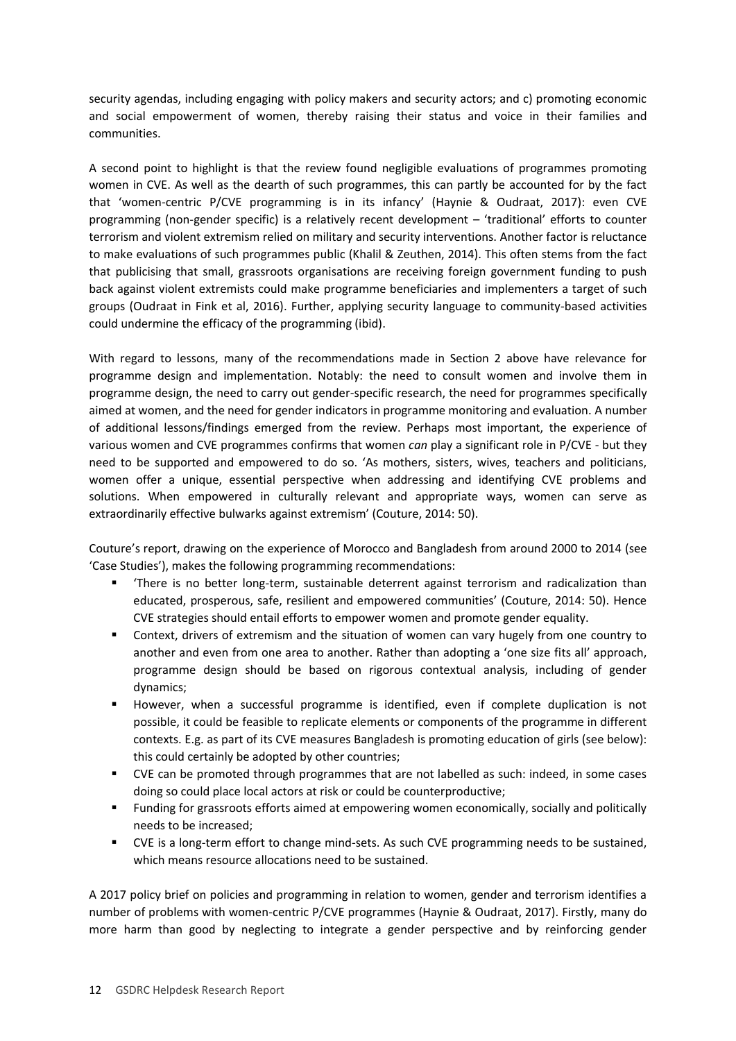security agendas, including engaging with policy makers and security actors; and c) promoting economic and social empowerment of women, thereby raising their status and voice in their families and communities.

A second point to highlight is that the review found negligible evaluations of programmes promoting women in CVE. As well as the dearth of such programmes, this can partly be accounted for by the fact that 'women-centric P/CVE programming is in its infancy' (Haynie & Oudraat, 2017): even CVE programming (non-gender specific) is a relatively recent development – 'traditional' efforts to counter terrorism and violent extremism relied on military and security interventions. Another factor is reluctance to make evaluations of such programmes public (Khalil & Zeuthen, 2014). This often stems from the fact that publicising that small, grassroots organisations are receiving foreign government funding to push back against violent extremists could make programme beneficiaries and implementers a target of such groups (Oudraat in Fink et al, 2016). Further, applying security language to community-based activities could undermine the efficacy of the programming (ibid).

With regard to lessons, many of the recommendations made in Section 2 above have relevance for programme design and implementation. Notably: the need to consult women and involve them in programme design, the need to carry out gender-specific research, the need for programmes specifically aimed at women, and the need for gender indicators in programme monitoring and evaluation. A number of additional lessons/findings emerged from the review. Perhaps most important, the experience of various women and CVE programmes confirms that women *can* play a significant role in P/CVE - but they need to be supported and empowered to do so. 'As mothers, sisters, wives, teachers and politicians, women offer a unique, essential perspective when addressing and identifying CVE problems and solutions. When empowered in culturally relevant and appropriate ways, women can serve as extraordinarily effective bulwarks against extremism' (Couture, 2014: 50).

Couture's report, drawing on the experience of Morocco and Bangladesh from around 2000 to 2014 (see 'Case Studies'), makes the following programming recommendations:

- 'There is no better long-term, sustainable deterrent against terrorism and radicalization than educated, prosperous, safe, resilient and empowered communities' (Couture, 2014: 50). Hence CVE strategies should entail efforts to empower women and promote gender equality.
- Context, drivers of extremism and the situation of women can vary hugely from one country to another and even from one area to another. Rather than adopting a 'one size fits all' approach, programme design should be based on rigorous contextual analysis, including of gender dynamics;
- However, when a successful programme is identified, even if complete duplication is not possible, it could be feasible to replicate elements or components of the programme in different contexts. E.g. as part of its CVE measures Bangladesh is promoting education of girls (see below): this could certainly be adopted by other countries;
- CVE can be promoted through programmes that are not labelled as such: indeed, in some cases doing so could place local actors at risk or could be counterproductive;
- Funding for grassroots efforts aimed at empowering women economically, socially and politically needs to be increased;
- CVE is a long-term effort to change mind-sets. As such CVE programming needs to be sustained, which means resource allocations need to be sustained.

A 2017 policy brief on policies and programming in relation to women, gender and terrorism identifies a number of problems with women-centric P/CVE programmes (Haynie & Oudraat, 2017). Firstly, many do more harm than good by neglecting to integrate a gender perspective and by reinforcing gender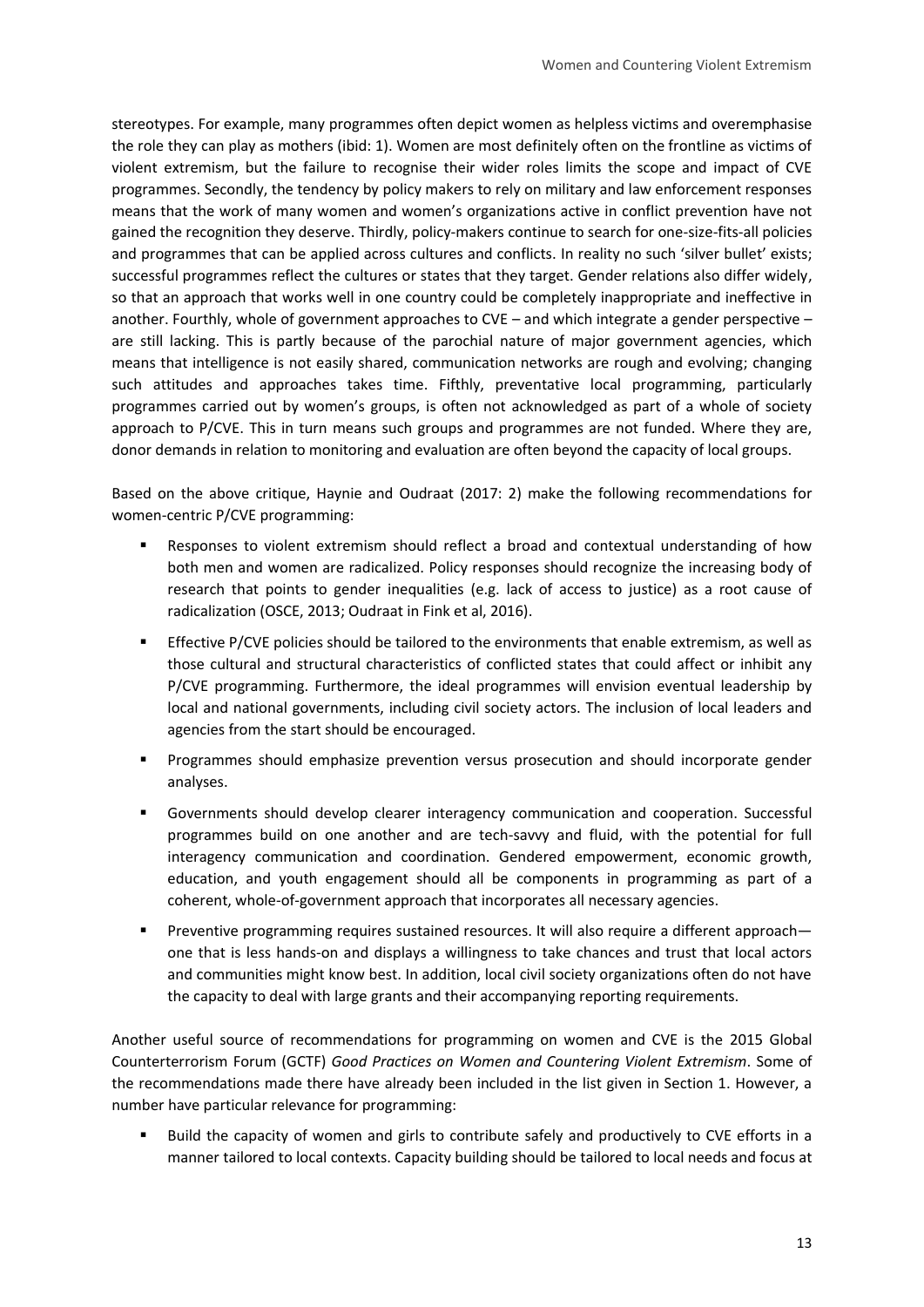stereotypes. For example, many programmes often depict women as helpless victims and overemphasise the role they can play as mothers (ibid: 1). Women are most definitely often on the frontline as victims of violent extremism, but the failure to recognise their wider roles limits the scope and impact of CVE programmes. Secondly, the tendency by policy makers to rely on military and law enforcement responses means that the work of many women and women's organizations active in conflict prevention have not gained the recognition they deserve. Thirdly, policy-makers continue to search for one-size-fits-all policies and programmes that can be applied across cultures and conflicts. In reality no such 'silver bullet' exists; successful programmes reflect the cultures or states that they target. Gender relations also differ widely, so that an approach that works well in one country could be completely inappropriate and ineffective in another. Fourthly, whole of government approaches to CVE – and which integrate a gender perspective – are still lacking. This is partly because of the parochial nature of major government agencies, which means that intelligence is not easily shared, communication networks are rough and evolving; changing such attitudes and approaches takes time. Fifthly, preventative local programming, particularly programmes carried out by women's groups, is often not acknowledged as part of a whole of society approach to P/CVE. This in turn means such groups and programmes are not funded. Where they are, donor demands in relation to monitoring and evaluation are often beyond the capacity of local groups.

Based on the above critique, Haynie and Oudraat (2017: 2) make the following recommendations for women-centric P/CVE programming:

- Responses to violent extremism should reflect a broad and contextual understanding of how both men and women are radicalized. Policy responses should recognize the increasing body of research that points to gender inequalities (e.g. lack of access to justice) as a root cause of radicalization (OSCE, 2013; Oudraat in Fink et al, 2016).
- Effective P/CVE policies should be tailored to the environments that enable extremism, as well as those cultural and structural characteristics of conflicted states that could affect or inhibit any P/CVE programming. Furthermore, the ideal programmes will envision eventual leadership by local and national governments, including civil society actors. The inclusion of local leaders and agencies from the start should be encouraged.
- Programmes should emphasize prevention versus prosecution and should incorporate gender analyses.
- Governments should develop clearer interagency communication and cooperation. Successful programmes build on one another and are tech-savvy and fluid, with the potential for full interagency communication and coordination. Gendered empowerment, economic growth, education, and youth engagement should all be components in programming as part of a coherent, whole-of-government approach that incorporates all necessary agencies.
- Preventive programming requires sustained resources. It will also require a different approach—one that is less hands-on and displays a willingness to take chances and trust that local actors and communities might know best. In addition, local civil society organizations often do not have the capacity to deal with large grants and their accompanying reporting requirements.

Another useful source of recommendations for programming on women and CVE is the 2015 Global Counterterrorism Forum (GCTF) *Good Practices on Women and Countering Violent Extremism*. Some of the recommendations made there have already been included in the list given in Section 1. However, a number have particular relevance for programming:

- Build the capacity of women and girls to contribute safely and productively to CVE efforts in a manner tailored to local contexts. Capacity building should be tailored to local needs and focus at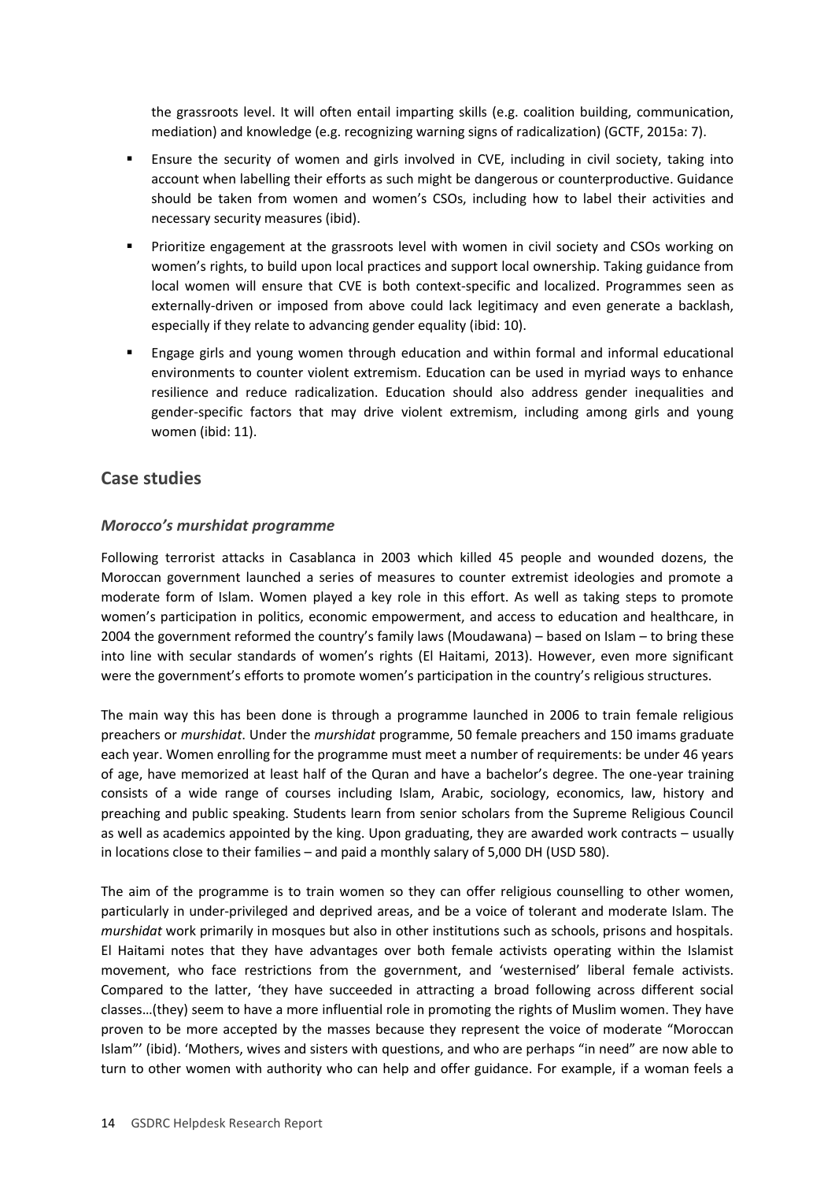the grassroots level. It will often entail imparting skills (e.g. coalition building, communication, mediation) and knowledge (e.g. recognizing warning signs of radicalization) (GCTF, 2015a: 7).

- Ensure the security of women and girls involved in CVE, including in civil society, taking into account when labelling their efforts as such might be dangerous or counterproductive. Guidance should be taken from women and women's CSOs, including how to label their activities and necessary security measures (ibid).
- Prioritize engagement at the grassroots level with women in civil society and CSOs working on women's rights, to build upon local practices and support local ownership. Taking guidance from local women will ensure that CVE is both context-specific and localized. Programmes seen as externally-driven or imposed from above could lack legitimacy and even generate a backlash, especially if they relate to advancing gender equality (ibid: 10).
- Engage girls and young women through education and within formal and informal educational environments to counter violent extremism. Education can be used in myriad ways to enhance resilience and reduce radicalization. Education should also address gender inequalities and gender-specific factors that may drive violent extremism, including among girls and young women (ibid: 11).

## Case studies

### *Morocco's murshidat programme*

Following terrorist attacks in Casablanca in 2003 which killed 45 people and wounded dozens, the Moroccan government launched a series of measures to counter extremist ideologies and promote a moderate form of Islam. Women played a key role in this effort. As well as taking steps to promote women's participation in politics, economic empowerment, and access to education and healthcare, in 2004 the government reformed the country's family laws (Moudawana) – based on Islam – to bring these into line with secular standards of women's rights (El Haitami, 2013). However, even more significant were the government's efforts to promote women's participation in the country's religious structures.

The main way this has been done is through a programme launched in 2006 to train female religious preachers or *murshidat*. Under the *murshidat* programme, 50 female preachers and 150 imams graduate each year. Women enrolling for the programme must meet a number of requirements: be under 46 years of age, have memorized at least half of the Quran and have a bachelor's degree. The one-year training consists of a wide range of courses including Islam, Arabic, sociology, economics, law, history and preaching and public speaking. Students learn from senior scholars from the Supreme Religious Council as well as academics appointed by the king. Upon graduating, they are awarded work contracts – usually in locations close to their families – and paid a monthly salary of 5,000 DH (USD 580).

The aim of the programme is to train women so they can offer religious counselling to other women, particularly in under-privileged and deprived areas, and be a voice of tolerant and moderate Islam. The *murshidat* work primarily in mosques but also in other institutions such as schools, prisons and hospitals. El Haitami notes that they have advantages over both female activists operating within the Islamist movement, who face restrictions from the government, and 'westernised' liberal female activists. Compared to the latter, 'they have succeeded in attracting a broad following across different social classes…(they) seem to have a more influential role in promoting the rights of Muslim women. They have proven to be more accepted by the masses because they represent the voice of moderate "Moroccan Islam"' (ibid). 'Mothers, wives and sisters with questions, and who are perhaps "in need" are now able to turn to other women with authority who can help and offer guidance. For example, if a woman feels a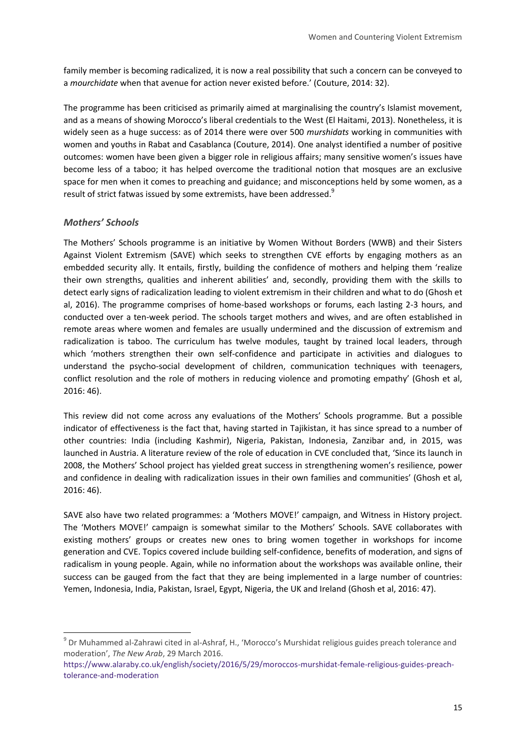family member is becoming radicalized, it is now a real possibility that such a concern can be conveyed to a *mourchidate* when that avenue for action never existed before.' (Couture, 2014: 32).

The programme has been criticised as primarily aimed at marginalising the country's Islamist movement, and as a means of showing Morocco's liberal credentials to the West (El Haitami, 2013). Nonetheless, it is widely seen as a huge success: as of 2014 there were over 500 *murshidats* working in communities with women and youths in Rabat and Casablanca (Couture, 2014). One analyst identified a number of positive outcomes: women have been given a bigger role in religious affairs; many sensitive women's issues have become less of a taboo; it has helped overcome the traditional notion that mosques are an exclusive space for men when it comes to preaching and guidance; and misconceptions held by some women, as a result of strict fatwas issued by some extremists, have been addressed.[9]

### *Mothers' Schools*

The Mothers' Schools programme is an initiative by Women Without Borders (WWB) and their Sisters Against Violent Extremism (SAVE) which seeks to strengthen CVE efforts by engaging mothers as an embedded security ally. It entails, firstly, building the confidence of mothers and helping them 'realize their own strengths, qualities and inherent abilities' and, secondly, providing them with the skills to detect early signs of radicalization leading to violent extremism in their children and what to do (Ghosh et al, 2016). The programme comprises of home-based workshops or forums, each lasting 2-3 hours, and conducted over a ten-week period. The schools target mothers and wives, and are often established in remote areas where women and females are usually undermined and the discussion of extremism and radicalization is taboo. The curriculum has twelve modules, taught by trained local leaders, through which 'mothers strengthen their own self-confidence and participate in activities and dialogues to understand the psycho-social development of children, communication techniques with teenagers, conflict resolution and the role of mothers in reducing violence and promoting empathy' (Ghosh et al, 2016: 46).

This review did not come across any evaluations of the Mothers' Schools programme. But a possible indicator of effectiveness is the fact that, having started in Tajikistan, it has since spread to a number of other countries: India (including Kashmir), Nigeria, Pakistan, Indonesia, Zanzibar and, in 2015, was launched in Austria. A literature review of the role of education in CVE concluded that, 'Since its launch in 2008, the Mothers' School project has yielded great success in strengthening women's resilience, power and confidence in dealing with radicalization issues in their own families and communities' (Ghosh et al, 2016: 46).

SAVE also have two related programmes: a 'Mothers MOVE!' campaign, and Witness in History project. The 'Mothers MOVE!' campaign is somewhat similar to the Mothers' Schools. SAVE collaborates with existing mothers' groups or creates new ones to bring women together in workshops for income generation and CVE. Topics covered include building self-confidence, benefits of moderation, and signs of radicalism in young people. Again, while no information about the workshops was available online, their success can be gauged from the fact that they are being implemented in a large number of countries: Yemen, Indonesia, India, Pakistan, Israel, Egypt, Nigeria, the UK and Ireland (Ghosh et al, 2016: 47).

---

[9] Dr Muhammed al-Zahrawi cited in al-Ashraf, H., 'Morocco's Murshidat religious guides preach tolerance and moderation', *The New Arab*, 29 March 2016.
https://www.alaraby.co.uk/english/society/2016/5/29/moroccos-murshidat-female-religious-guides-preach-tolerance-and-moderation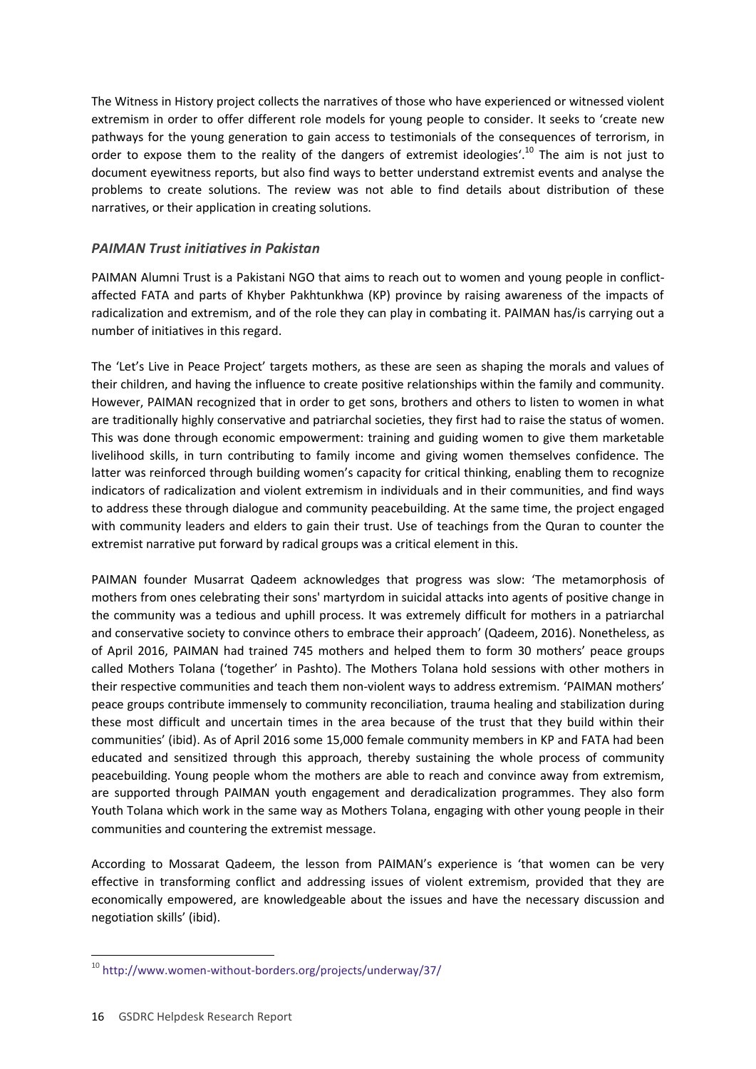The Witness in History project collects the narratives of those who have experienced or witnessed violent extremism in order to offer different role models for young people to consider. It seeks to 'create new pathways for the young generation to gain access to testimonials of the consequences of terrorism, in order to expose them to the reality of the dangers of extremist ideologies'.[10] The aim is not just to document eyewitness reports, but also find ways to better understand extremist events and analyse the problems to create solutions. The review was not able to find details about distribution of these narratives, or their application in creating solutions.

### *PAIMAN Trust initiatives in Pakistan*

PAIMAN Alumni Trust is a Pakistani NGO that aims to reach out to women and young people in conflict-affected FATA and parts of Khyber Pakhtunkhwa (KP) province by raising awareness of the impacts of radicalization and extremism, and of the role they can play in combating it. PAIMAN has/is carrying out a number of initiatives in this regard.

The 'Let's Live in Peace Project' targets mothers, as these are seen as shaping the morals and values of their children, and having the influence to create positive relationships within the family and community. However, PAIMAN recognized that in order to get sons, brothers and others to listen to women in what are traditionally highly conservative and patriarchal societies, they first had to raise the status of women. This was done through economic empowerment: training and guiding women to give them marketable livelihood skills, in turn contributing to family income and giving women themselves confidence. The latter was reinforced through building women's capacity for critical thinking, enabling them to recognize indicators of radicalization and violent extremism in individuals and in their communities, and find ways to address these through dialogue and community peacebuilding. At the same time, the project engaged with community leaders and elders to gain their trust. Use of teachings from the Quran to counter the extremist narrative put forward by radical groups was a critical element in this.

PAIMAN founder Musarrat Qadeem acknowledges that progress was slow: 'The metamorphosis of mothers from ones celebrating their sons' martyrdom in suicidal attacks into agents of positive change in the community was a tedious and uphill process. It was extremely difficult for mothers in a patriarchal and conservative society to convince others to embrace their approach' (Qadeem, 2016). Nonetheless, as of April 2016, PAIMAN had trained 745 mothers and helped them to form 30 mothers' peace groups called Mothers Tolana ('together' in Pashto). The Mothers Tolana hold sessions with other mothers in their respective communities and teach them non-violent ways to address extremism. 'PAIMAN mothers' peace groups contribute immensely to community reconciliation, trauma healing and stabilization during these most difficult and uncertain times in the area because of the trust that they build within their communities' (ibid). As of April 2016 some 15,000 female community members in KP and FATA had been educated and sensitized through this approach, thereby sustaining the whole process of community peacebuilding. Young people whom the mothers are able to reach and convince away from extremism, are supported through PAIMAN youth engagement and deradicalization programmes. They also form Youth Tolana which work in the same way as Mothers Tolana, engaging with other young people in their communities and countering the extremist message.

According to Mossarat Qadeem, the lesson from PAIMAN's experience is 'that women can be very effective in transforming conflict and addressing issues of violent extremism, provided that they are economically empowered, are knowledgeable about the issues and have the necessary discussion and negotiation skills' (ibid).

[10] http://www.women-without-borders.org/projects/underway/37/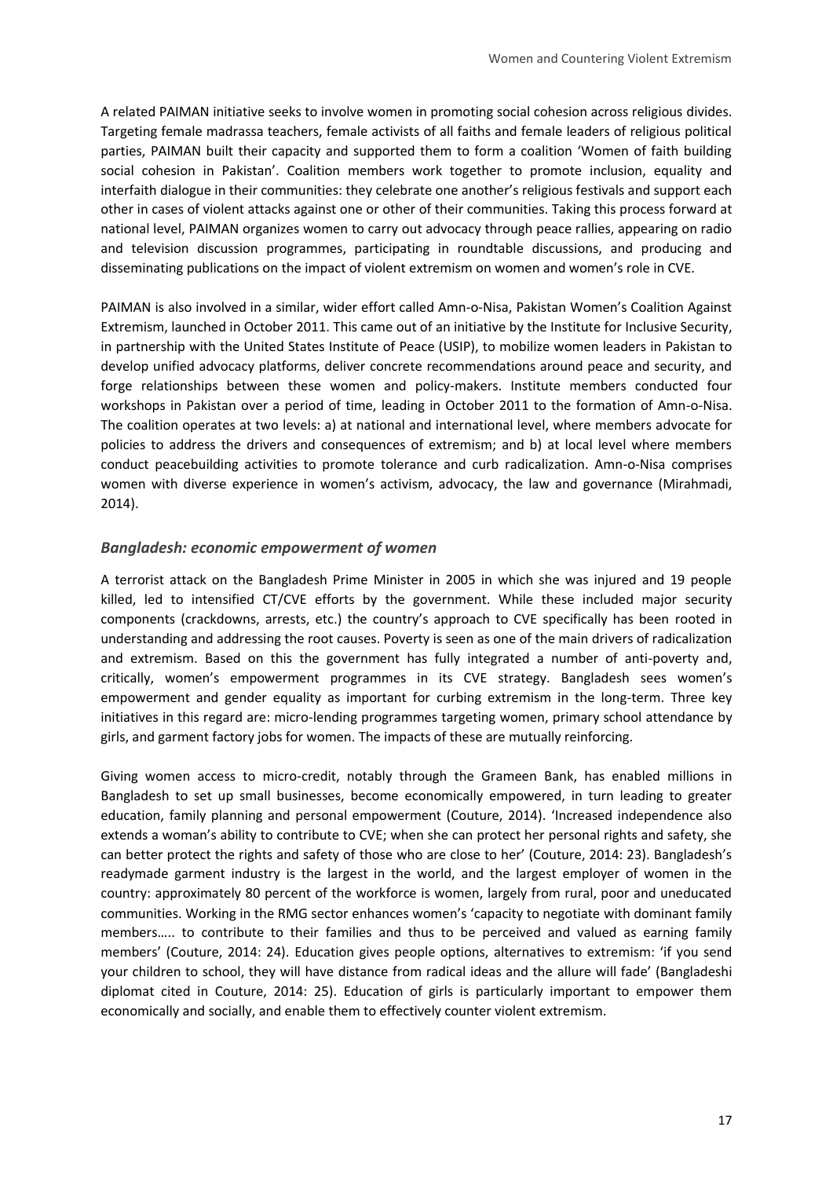A related PAIMAN initiative seeks to involve women in promoting social cohesion across religious divides. Targeting female madrassa teachers, female activists of all faiths and female leaders of religious political parties, PAIMAN built their capacity and supported them to form a coalition 'Women of faith building social cohesion in Pakistan'. Coalition members work together to promote inclusion, equality and interfaith dialogue in their communities: they celebrate one another's religious festivals and support each other in cases of violent attacks against one or other of their communities. Taking this process forward at national level, PAIMAN organizes women to carry out advocacy through peace rallies, appearing on radio and television discussion programmes, participating in roundtable discussions, and producing and disseminating publications on the impact of violent extremism on women and women's role in CVE.

PAIMAN is also involved in a similar, wider effort called Amn-o-Nisa, Pakistan Women's Coalition Against Extremism, launched in October 2011. This came out of an initiative by the Institute for Inclusive Security, in partnership with the United States Institute of Peace (USIP), to mobilize women leaders in Pakistan to develop unified advocacy platforms, deliver concrete recommendations around peace and security, and forge relationships between these women and policy-makers. Institute members conducted four workshops in Pakistan over a period of time, leading in October 2011 to the formation of Amn-o-Nisa. The coalition operates at two levels: a) at national and international level, where members advocate for policies to address the drivers and consequences of extremism; and b) at local level where members conduct peacebuilding activities to promote tolerance and curb radicalization. Amn-o-Nisa comprises women with diverse experience in women's activism, advocacy, the law and governance (Mirahmadi, 2014).

### *Bangladesh: economic empowerment of women*

A terrorist attack on the Bangladesh Prime Minister in 2005 in which she was injured and 19 people killed, led to intensified CT/CVE efforts by the government. While these included major security components (crackdowns, arrests, etc.) the country's approach to CVE specifically has been rooted in understanding and addressing the root causes. Poverty is seen as one of the main drivers of radicalization and extremism. Based on this the government has fully integrated a number of anti-poverty and, critically, women's empowerment programmes in its CVE strategy. Bangladesh sees women's empowerment and gender equality as important for curbing extremism in the long-term. Three key initiatives in this regard are: micro-lending programmes targeting women, primary school attendance by girls, and garment factory jobs for women. The impacts of these are mutually reinforcing.

Giving women access to micro-credit, notably through the Grameen Bank, has enabled millions in Bangladesh to set up small businesses, become economically empowered, in turn leading to greater education, family planning and personal empowerment (Couture, 2014). 'Increased independence also extends a woman's ability to contribute to CVE; when she can protect her personal rights and safety, she can better protect the rights and safety of those who are close to her' (Couture, 2014: 23). Bangladesh's readymade garment industry is the largest in the world, and the largest employer of women in the country: approximately 80 percent of the workforce is women, largely from rural, poor and uneducated communities. Working in the RMG sector enhances women's 'capacity to negotiate with dominant family members….. to contribute to their families and thus to be perceived and valued as earning family members' (Couture, 2014: 24). Education gives people options, alternatives to extremism: 'if you send your children to school, they will have distance from radical ideas and the allure will fade' (Bangladeshi diplomat cited in Couture, 2014: 25). Education of girls is particularly important to empower them economically and socially, and enable them to effectively counter violent extremism.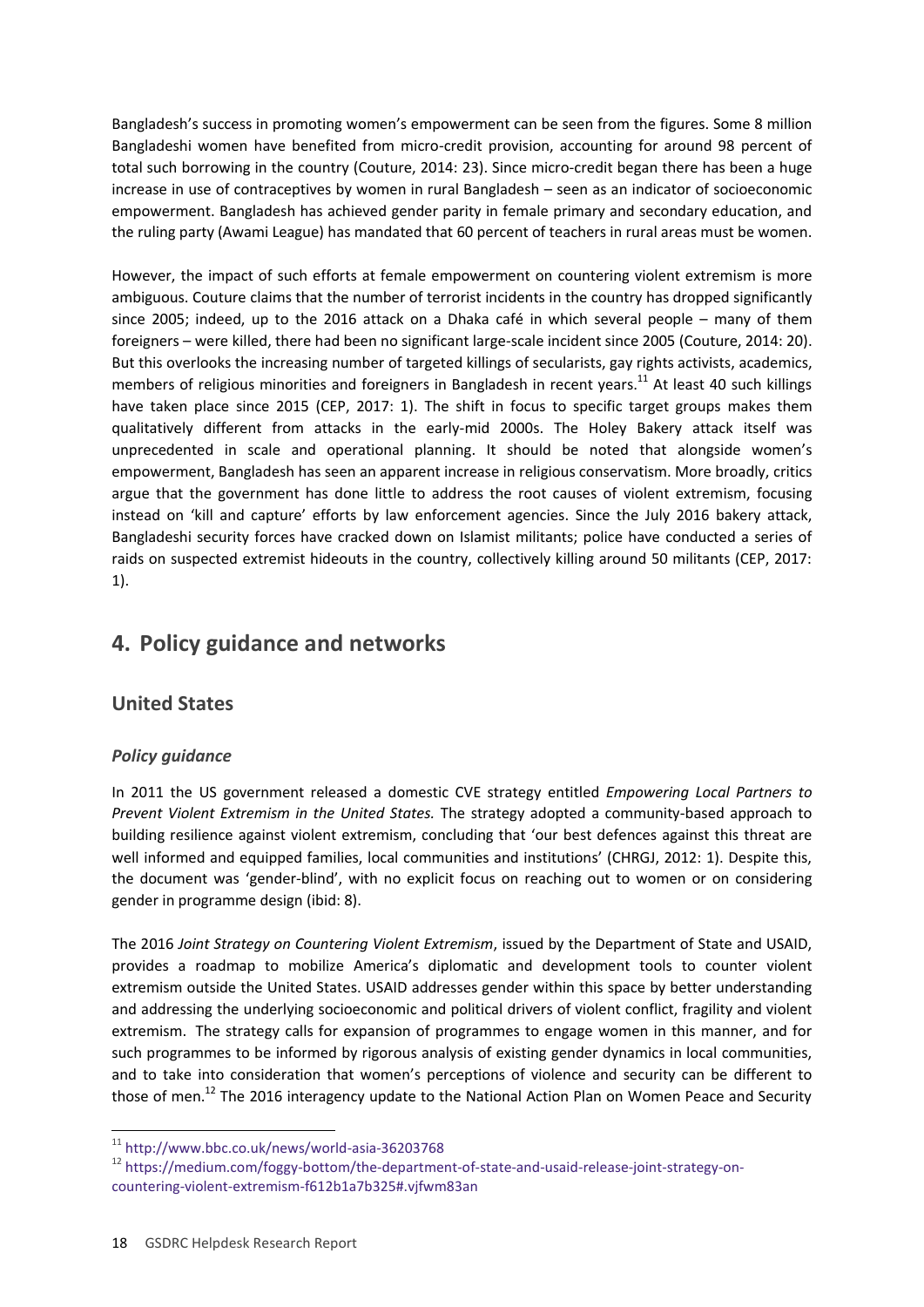Bangladesh's success in promoting women's empowerment can be seen from the figures. Some 8 million Bangladeshi women have benefited from micro-credit provision, accounting for around 98 percent of total such borrowing in the country (Couture, 2014: 23). Since micro-credit began there has been a huge increase in use of contraceptives by women in rural Bangladesh – seen as an indicator of socioeconomic empowerment. Bangladesh has achieved gender parity in female primary and secondary education, and the ruling party (Awami League) has mandated that 60 percent of teachers in rural areas must be women.

However, the impact of such efforts at female empowerment on countering violent extremism is more ambiguous. Couture claims that the number of terrorist incidents in the country has dropped significantly since 2005; indeed, up to the 2016 attack on a Dhaka café in which several people – many of them foreigners – were killed, there had been no significant large-scale incident since 2005 (Couture, 2014: 20). But this overlooks the increasing number of targeted killings of secularists, gay rights activists, academics, members of religious minorities and foreigners in Bangladesh in recent years.[11] At least 40 such killings have taken place since 2015 (CEP, 2017: 1). The shift in focus to specific target groups makes them qualitatively different from attacks in the early-mid 2000s. The Holey Bakery attack itself was unprecedented in scale and operational planning. It should be noted that alongside women's empowerment, Bangladesh has seen an apparent increase in religious conservatism. More broadly, critics argue that the government has done little to address the root causes of violent extremism, focusing instead on 'kill and capture' efforts by law enforcement agencies. Since the July 2016 bakery attack, Bangladeshi security forces have cracked down on Islamist militants; police have conducted a series of raids on suspected extremist hideouts in the country, collectively killing around 50 militants (CEP, 2017: 1).

## 4. Policy guidance and networks

### United States

#### *Policy guidance*

In 2011 the US government released a domestic CVE strategy entitled *Empowering Local Partners to Prevent Violent Extremism in the United States.* The strategy adopted a community-based approach to building resilience against violent extremism, concluding that 'our best defences against this threat are well informed and equipped families, local communities and institutions' (CHRGJ, 2012: 1). Despite this, the document was 'gender-blind', with no explicit focus on reaching out to women or on considering gender in programme design (ibid: 8).

The 2016 *Joint Strategy on Countering Violent Extremism*, issued by the Department of State and USAID, provides a roadmap to mobilize America's diplomatic and development tools to counter violent extremism outside the United States. USAID addresses gender within this space by better understanding and addressing the underlying socioeconomic and political drivers of violent conflict, fragility and violent extremism. The strategy calls for expansion of programmes to engage women in this manner, and for such programmes to be informed by rigorous analysis of existing gender dynamics in local communities, and to take into consideration that women's perceptions of violence and security can be different to those of men.[12] The 2016 interagency update to the National Action Plan on Women Peace and Security

---

[11] http://www.bbc.co.uk/news/world-asia-36203768

[12] https://medium.com/foggy-bottom/the-department-of-state-and-usaid-release-joint-strategy-on-countering-violent-extremism-f612b1a7b325#.vjfwm83an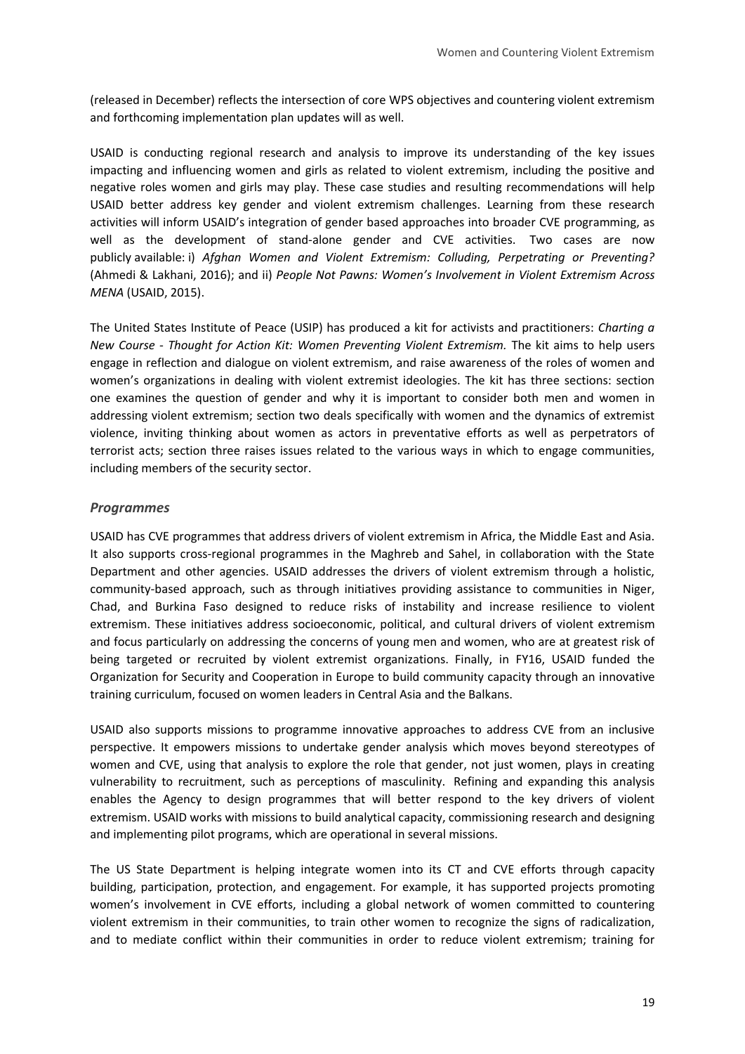(released in December) reflects the intersection of core WPS objectives and countering violent extremism and forthcoming implementation plan updates will as well.

USAID is conducting regional research and analysis to improve its understanding of the key issues impacting and influencing women and girls as related to violent extremism, including the positive and negative roles women and girls may play. These case studies and resulting recommendations will help USAID better address key gender and violent extremism challenges. Learning from these research activities will inform USAID's integration of gender based approaches into broader CVE programming, as well as the development of stand-alone gender and CVE activities. Two cases are now publicly available: i) *Afghan Women and Violent Extremism: Colluding, Perpetrating or Preventing?* (Ahmedi & Lakhani, 2016); and ii) *People Not Pawns: Women's Involvement in Violent Extremism Across MENA* (USAID, 2015).

The United States Institute of Peace (USIP) has produced a kit for activists and practitioners: *Charting a New Course - Thought for Action Kit: Women Preventing Violent Extremism.* The kit aims to help users engage in reflection and dialogue on violent extremism, and raise awareness of the roles of women and women's organizations in dealing with violent extremist ideologies. The kit has three sections: section one examines the question of gender and why it is important to consider both men and women in addressing violent extremism; section two deals specifically with women and the dynamics of extremist violence, inviting thinking about women as actors in preventative efforts as well as perpetrators of terrorist acts; section three raises issues related to the various ways in which to engage communities, including members of the security sector.

### *Programmes*

USAID has CVE programmes that address drivers of violent extremism in Africa, the Middle East and Asia. It also supports cross-regional programmes in the Maghreb and Sahel, in collaboration with the State Department and other agencies. USAID addresses the drivers of violent extremism through a holistic, community-based approach, such as through initiatives providing assistance to communities in Niger, Chad, and Burkina Faso designed to reduce risks of instability and increase resilience to violent extremism. These initiatives address socioeconomic, political, and cultural drivers of violent extremism and focus particularly on addressing the concerns of young men and women, who are at greatest risk of being targeted or recruited by violent extremist organizations. Finally, in FY16, USAID funded the Organization for Security and Cooperation in Europe to build community capacity through an innovative training curriculum, focused on women leaders in Central Asia and the Balkans.

USAID also supports missions to programme innovative approaches to address CVE from an inclusive perspective. It empowers missions to undertake gender analysis which moves beyond stereotypes of women and CVE, using that analysis to explore the role that gender, not just women, plays in creating vulnerability to recruitment, such as perceptions of masculinity. Refining and expanding this analysis enables the Agency to design programmes that will better respond to the key drivers of violent extremism. USAID works with missions to build analytical capacity, commissioning research and designing and implementing pilot programs, which are operational in several missions.

The US State Department is helping integrate women into its CT and CVE efforts through capacity building, participation, protection, and engagement. For example, it has supported projects promoting women's involvement in CVE efforts, including a global network of women committed to countering violent extremism in their communities, to train other women to recognize the signs of radicalization, and to mediate conflict within their communities in order to reduce violent extremism; training for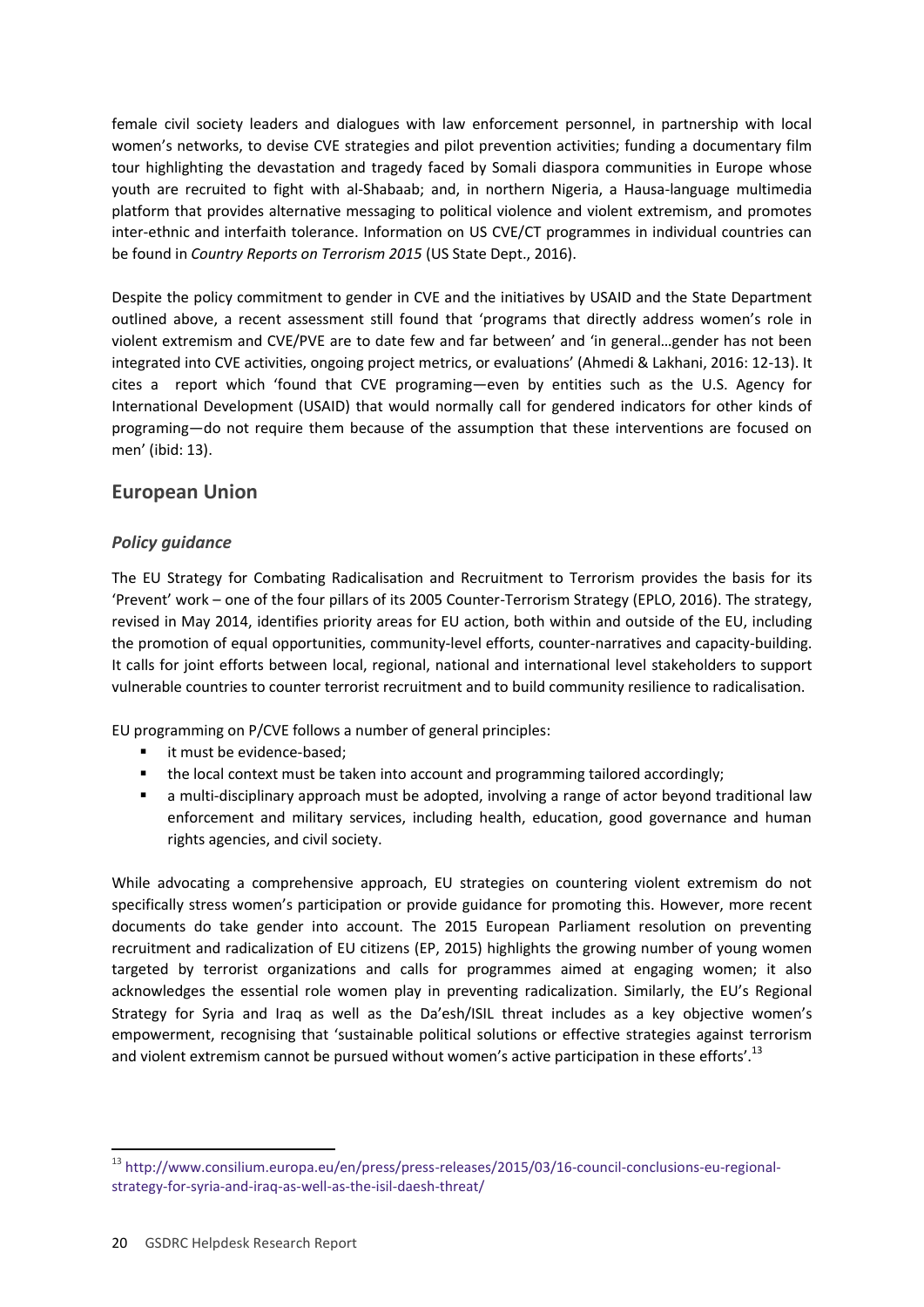female civil society leaders and dialogues with law enforcement personnel, in partnership with local women's networks, to devise CVE strategies and pilot prevention activities; funding a documentary film tour highlighting the devastation and tragedy faced by Somali diaspora communities in Europe whose youth are recruited to fight with al-Shabaab; and, in northern Nigeria, a Hausa-language multimedia platform that provides alternative messaging to political violence and violent extremism, and promotes inter-ethnic and interfaith tolerance. Information on US CVE/CT programmes in individual countries can be found in *Country Reports on Terrorism 2015* (US State Dept., 2016).

Despite the policy commitment to gender in CVE and the initiatives by USAID and the State Department outlined above, a recent assessment still found that 'programs that directly address women's role in violent extremism and CVE/PVE are to date few and far between' and 'in general…gender has not been integrated into CVE activities, ongoing project metrics, or evaluations' (Ahmedi & Lakhani, 2016: 12-13). It cites a report which 'found that CVE programing—even by entities such as the U.S. Agency for International Development (USAID) that would normally call for gendered indicators for other kinds of programing—do not require them because of the assumption that these interventions are focused on men' (ibid: 13).

## European Union

### *Policy guidance*

The EU Strategy for Combating Radicalisation and Recruitment to Terrorism provides the basis for its 'Prevent' work – one of the four pillars of its 2005 Counter-Terrorism Strategy (EPLO, 2016). The strategy, revised in May 2014, identifies priority areas for EU action, both within and outside of the EU, including the promotion of equal opportunities, community-level efforts, counter-narratives and capacity-building. It calls for joint efforts between local, regional, national and international level stakeholders to support vulnerable countries to counter terrorist recruitment and to build community resilience to radicalisation.

EU programming on P/CVE follows a number of general principles:

- it must be evidence-based;
- the local context must be taken into account and programming tailored accordingly;
- a multi-disciplinary approach must be adopted, involving a range of actor beyond traditional law enforcement and military services, including health, education, good governance and human rights agencies, and civil society.

While advocating a comprehensive approach, EU strategies on countering violent extremism do not specifically stress women's participation or provide guidance for promoting this. However, more recent documents do take gender into account. The 2015 European Parliament resolution on preventing recruitment and radicalization of EU citizens (EP, 2015) highlights the growing number of young women targeted by terrorist organizations and calls for programmes aimed at engaging women; it also acknowledges the essential role women play in preventing radicalization. Similarly, the EU's Regional Strategy for Syria and Iraq as well as the Da'esh/ISIL threat includes as a key objective women's empowerment, recognising that 'sustainable political solutions or effective strategies against terrorism and violent extremism cannot be pursued without women's active participation in these efforts'.[13]

[13] http://www.consilium.europa.eu/en/press/press-releases/2015/03/16-council-conclusions-eu-regional-strategy-for-syria-and-iraq-as-well-as-the-isil-daesh-threat/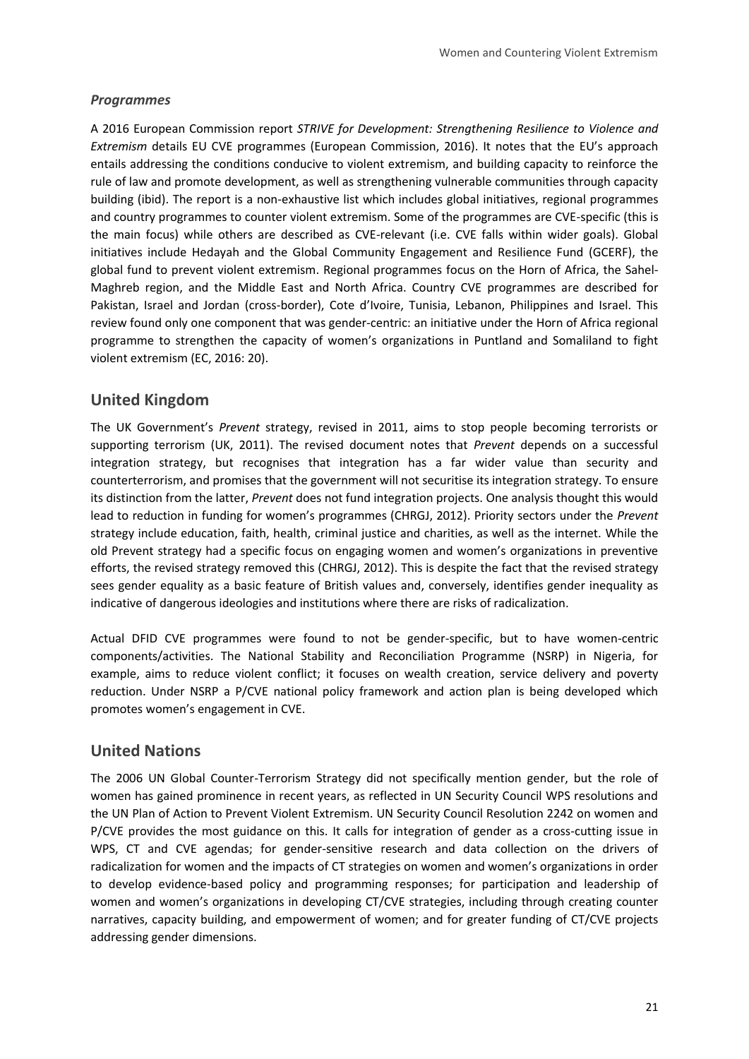### *Programmes*

A 2016 European Commission report *STRIVE for Development: Strengthening Resilience to Violence and Extremism* details EU CVE programmes (European Commission, 2016). It notes that the EU's approach entails addressing the conditions conducive to violent extremism, and building capacity to reinforce the rule of law and promote development, as well as strengthening vulnerable communities through capacity building (ibid). The report is a non-exhaustive list which includes global initiatives, regional programmes and country programmes to counter violent extremism. Some of the programmes are CVE-specific (this is the main focus) while others are described as CVE-relevant (i.e. CVE falls within wider goals). Global initiatives include Hedayah and the Global Community Engagement and Resilience Fund (GCERF), the global fund to prevent violent extremism. Regional programmes focus on the Horn of Africa, the Sahel-Maghreb region, and the Middle East and North Africa. Country CVE programmes are described for Pakistan, Israel and Jordan (cross-border), Cote d'Ivoire, Tunisia, Lebanon, Philippines and Israel. This review found only one component that was gender-centric: an initiative under the Horn of Africa regional programme to strengthen the capacity of women's organizations in Puntland and Somaliland to fight violent extremism (EC, 2016: 20).

## United Kingdom

The UK Government's *Prevent* strategy, revised in 2011, aims to stop people becoming terrorists or supporting terrorism (UK, 2011). The revised document notes that *Prevent* depends on a successful integration strategy, but recognises that integration has a far wider value than security and counterterrorism, and promises that the government will not securitise its integration strategy. To ensure its distinction from the latter, *Prevent* does not fund integration projects. One analysis thought this would lead to reduction in funding for women's programmes (CHRGJ, 2012). Priority sectors under the *Prevent* strategy include education, faith, health, criminal justice and charities, as well as the internet. While the old Prevent strategy had a specific focus on engaging women and women's organizations in preventive efforts, the revised strategy removed this (CHRGJ, 2012). This is despite the fact that the revised strategy sees gender equality as a basic feature of British values and, conversely, identifies gender inequality as indicative of dangerous ideologies and institutions where there are risks of radicalization.

Actual DFID CVE programmes were found to not be gender-specific, but to have women-centric components/activities. The National Stability and Reconciliation Programme (NSRP) in Nigeria, for example, aims to reduce violent conflict; it focuses on wealth creation, service delivery and poverty reduction. Under NSRP a P/CVE national policy framework and action plan is being developed which promotes women's engagement in CVE.

## United Nations

The 2006 UN Global Counter-Terrorism Strategy did not specifically mention gender, but the role of women has gained prominence in recent years, as reflected in UN Security Council WPS resolutions and the UN Plan of Action to Prevent Violent Extremism. UN Security Council Resolution 2242 on women and P/CVE provides the most guidance on this. It calls for integration of gender as a cross-cutting issue in WPS, CT and CVE agendas; for gender-sensitive research and data collection on the drivers of radicalization for women and the impacts of CT strategies on women and women's organizations in order to develop evidence-based policy and programming responses; for participation and leadership of women and women's organizations in developing CT/CVE strategies, including through creating counter narratives, capacity building, and empowerment of women; and for greater funding of CT/CVE projects addressing gender dimensions.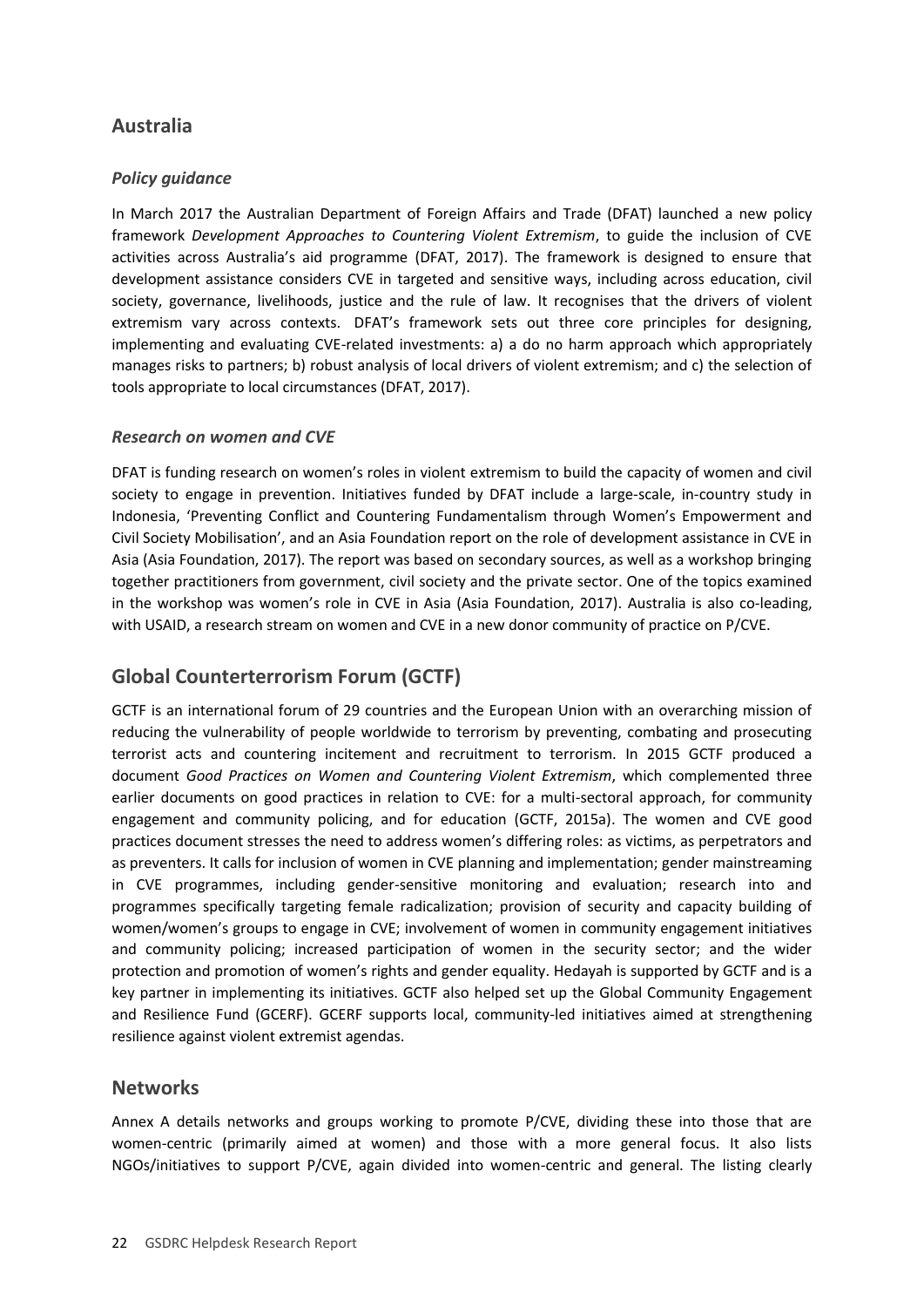## Australia

### *Policy guidance*

In March 2017 the Australian Department of Foreign Affairs and Trade (DFAT) launched a new policy framework *Development Approaches to Countering Violent Extremism*, to guide the inclusion of CVE activities across Australia's aid programme (DFAT, 2017). The framework is designed to ensure that development assistance considers CVE in targeted and sensitive ways, including across education, civil society, governance, livelihoods, justice and the rule of law. It recognises that the drivers of violent extremism vary across contexts. DFAT's framework sets out three core principles for designing, implementing and evaluating CVE-related investments: a) a do no harm approach which appropriately manages risks to partners; b) robust analysis of local drivers of violent extremism; and c) the selection of tools appropriate to local circumstances (DFAT, 2017).

### *Research on women and CVE*

DFAT is funding research on women's roles in violent extremism to build the capacity of women and civil society to engage in prevention. Initiatives funded by DFAT include a large-scale, in-country study in Indonesia, 'Preventing Conflict and Countering Fundamentalism through Women's Empowerment and Civil Society Mobilisation', and an Asia Foundation report on the role of development assistance in CVE in Asia (Asia Foundation, 2017). The report was based on secondary sources, as well as a workshop bringing together practitioners from government, civil society and the private sector. One of the topics examined in the workshop was women's role in CVE in Asia (Asia Foundation, 2017). Australia is also co-leading, with USAID, a research stream on women and CVE in a new donor community of practice on P/CVE.

## Global Counterterrorism Forum (GCTF)

GCTF is an international forum of 29 countries and the European Union with an overarching mission of reducing the vulnerability of people worldwide to terrorism by preventing, combating and prosecuting terrorist acts and countering incitement and recruitment to terrorism. In 2015 GCTF produced a document *Good Practices on Women and Countering Violent Extremism*, which complemented three earlier documents on good practices in relation to CVE: for a multi-sectoral approach, for community engagement and community policing, and for education (GCTF, 2015a). The women and CVE good practices document stresses the need to address women's differing roles: as victims, as perpetrators and as preventers. It calls for inclusion of women in CVE planning and implementation; gender mainstreaming in CVE programmes, including gender-sensitive monitoring and evaluation; research into and programmes specifically targeting female radicalization; provision of security and capacity building of women/women's groups to engage in CVE; involvement of women in community engagement initiatives and community policing; increased participation of women in the security sector; and the wider protection and promotion of women's rights and gender equality. Hedayah is supported by GCTF and is a key partner in implementing its initiatives. GCTF also helped set up the Global Community Engagement and Resilience Fund (GCERF). GCERF supports local, community-led initiatives aimed at strengthening resilience against violent extremist agendas.

## Networks

Annex A details networks and groups working to promote P/CVE, dividing these into those that are women-centric (primarily aimed at women) and those with a more general focus. It also lists NGOs/initiatives to support P/CVE, again divided into women-centric and general. The listing clearly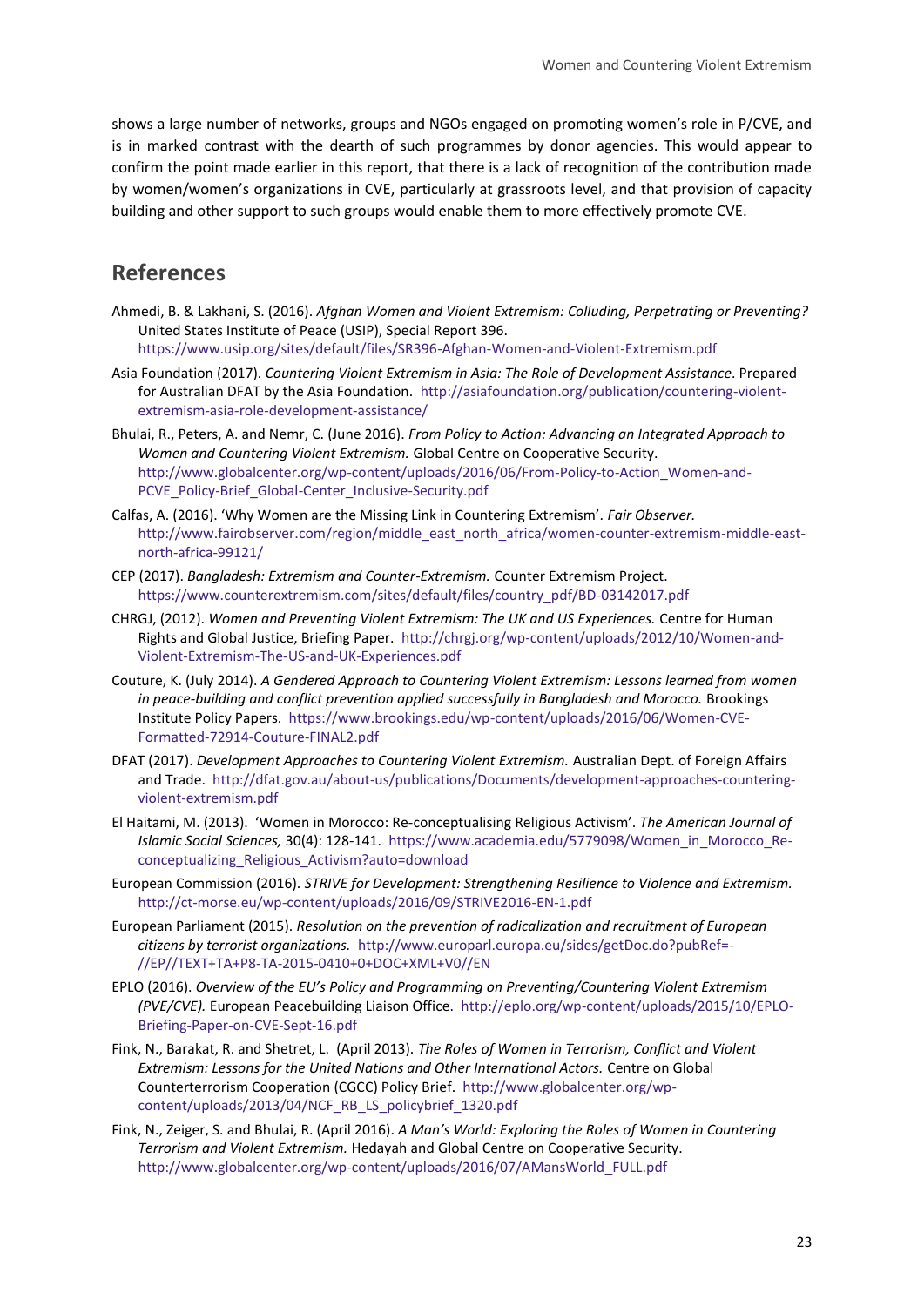shows a large number of networks, groups and NGOs engaged on promoting women's role in P/CVE, and is in marked contrast with the dearth of such programmes by donor agencies. This would appear to confirm the point made earlier in this report, that there is a lack of recognition of the contribution made by women/women's organizations in CVE, particularly at grassroots level, and that provision of capacity building and other support to such groups would enable them to more effectively promote CVE.

## References

Ahmedi, B. & Lakhani, S. (2016). *Afghan Women and Violent Extremism: Colluding, Perpetrating or Preventing?* United States Institute of Peace (USIP), Special Report 396. https://www.usip.org/sites/default/files/SR396-Afghan-Women-and-Violent-Extremism.pdf

Asia Foundation (2017). *Countering Violent Extremism in Asia: The Role of Development Assistance*. Prepared for Australian DFAT by the Asia Foundation. http://asiafoundation.org/publication/countering-violent-extremism-asia-role-development-assistance/

Bhulai, R., Peters, A. and Nemr, C. (June 2016). *From Policy to Action: Advancing an Integrated Approach to Women and Countering Violent Extremism.* Global Centre on Cooperative Security. http://www.globalcenter.org/wp-content/uploads/2016/06/From-Policy-to-Action_Women-and-PCVE_Policy-Brief_Global-Center_Inclusive-Security.pdf

Calfas, A. (2016). 'Why Women are the Missing Link in Countering Extremism'. *Fair Observer.* http://www.fairobserver.com/region/middle_east_north_africa/women-counter-extremism-middle-east-north-africa-99121/

CEP (2017). *Bangladesh: Extremism and Counter-Extremism.* Counter Extremism Project. https://www.counterextremism.com/sites/default/files/country_pdf/BD-03142017.pdf

CHRGJ, (2012). *Women and Preventing Violent Extremism: The UK and US Experiences.* Centre for Human Rights and Global Justice, Briefing Paper. http://chrgj.org/wp-content/uploads/2012/10/Women-and-Violent-Extremism-The-US-and-UK-Experiences.pdf

Couture, K. (July 2014). *A Gendered Approach to Countering Violent Extremism: Lessons learned from women in peace-building and conflict prevention applied successfully in Bangladesh and Morocco.* Brookings Institute Policy Papers. https://www.brookings.edu/wp-content/uploads/2016/06/Women-CVE-Formatted-72914-Couture-FINAL2.pdf

DFAT (2017). *Development Approaches to Countering Violent Extremism.* Australian Dept. of Foreign Affairs and Trade. http://dfat.gov.au/about-us/publications/Documents/development-approaches-countering-violent-extremism.pdf

El Haitami, M. (2013). 'Women in Morocco: Re-conceptualising Religious Activism'. *The American Journal of Islamic Social Sciences,* 30(4): 128-141. https://www.academia.edu/5779098/Women_in_Morocco_Re-conceptualizing_Religious_Activism?auto=download

European Commission (2016). *STRIVE for Development: Strengthening Resilience to Violence and Extremism.* http://ct-morse.eu/wp-content/uploads/2016/09/STRIVE2016-EN-1.pdf

European Parliament (2015). *Resolution on the prevention of radicalization and recruitment of European citizens by terrorist organizations.* http://www.europarl.europa.eu/sides/getDoc.do?pubRef=-//EP//TEXT+TA+P8-TA-2015-0410+0+DOC+XML+V0//EN

EPLO (2016). *Overview of the EU's Policy and Programming on Preventing/Countering Violent Extremism (PVE/CVE).* European Peacebuilding Liaison Office. http://eplo.org/wp-content/uploads/2015/10/EPLO-Briefing-Paper-on-CVE-Sept-16.pdf

Fink, N., Barakat, R. and Shetret, L. (April 2013). *The Roles of Women in Terrorism, Conflict and Violent Extremism: Lessons for the United Nations and Other International Actors.* Centre on Global Counterterrorism Cooperation (CGCC) Policy Brief. http://www.globalcenter.org/wp-content/uploads/2013/04/NCF_RB_LS_policybrief_1320.pdf

Fink, N., Zeiger, S. and Bhulai, R. (April 2016). *A Man's World: Exploring the Roles of Women in Countering Terrorism and Violent Extremism.* Hedayah and Global Centre on Cooperative Security. http://www.globalcenter.org/wp-content/uploads/2016/07/AMansWorld_FULL.pdf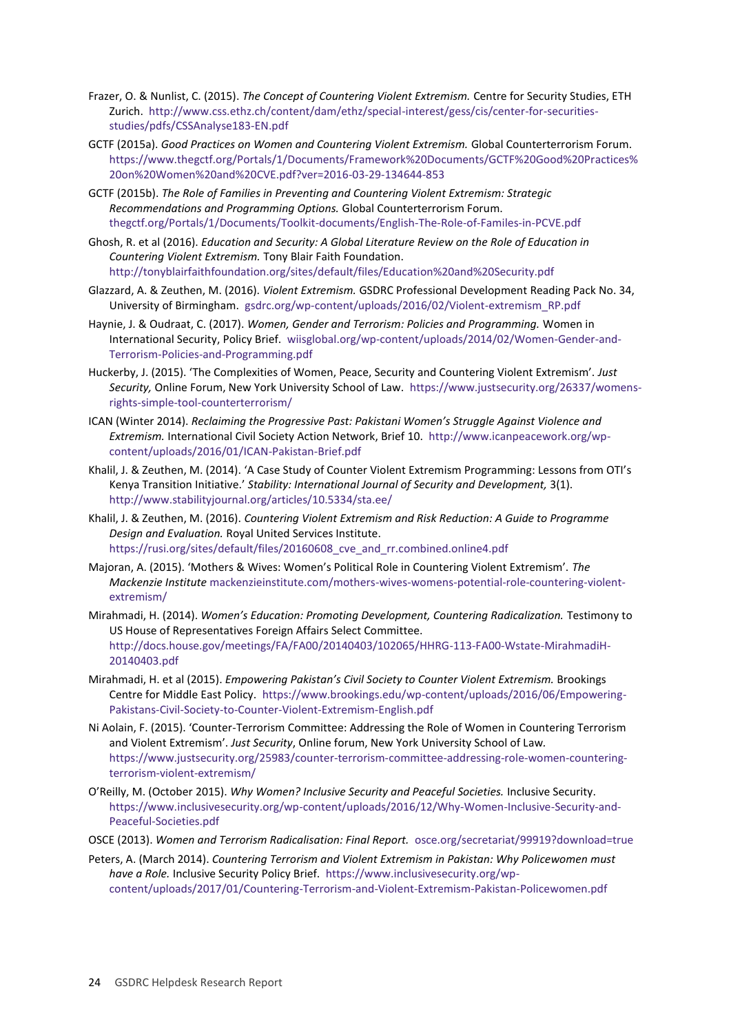Frazer, O. & Nunlist, C. (2015). *The Concept of Countering Violent Extremism.* Centre for Security Studies, ETH Zurich. http://www.css.ethz.ch/content/dam/ethz/special-interest/gess/cis/center-for-securities-studies/pdfs/CSSAnalyse183-EN.pdf

GCTF (2015a). *Good Practices on Women and Countering Violent Extremism.* Global Counterterrorism Forum. https://www.thegctf.org/Portals/1/Documents/Framework%20Documents/GCTF%20Good%20Practices%20on%20Women%20and%20CVE.pdf?ver=2016-03-29-134644-853

GCTF (2015b). *The Role of Families in Preventing and Countering Violent Extremism: Strategic Recommendations and Programming Options.* Global Counterterrorism Forum. thegctf.org/Portals/1/Documents/Toolkit-documents/English-The-Role-of-Familes-in-PCVE.pdf

Ghosh, R. et al (2016). *Education and Security: A Global Literature Review on the Role of Education in Countering Violent Extremism.* Tony Blair Faith Foundation. http://tonyblairfaithfoundation.org/sites/default/files/Education%20and%20Security.pdf

Glazzard, A. & Zeuthen, M. (2016). *Violent Extremism.* GSDRC Professional Development Reading Pack No. 34, University of Birmingham. gsdrc.org/wp-content/uploads/2016/02/Violent-extremism_RP.pdf

Haynie, J. & Oudraat, C. (2017). *Women, Gender and Terrorism: Policies and Programming.* Women in International Security, Policy Brief. wiisglobal.org/wp-content/uploads/2014/02/Women-Gender-and-Terrorism-Policies-and-Programming.pdf

Huckerby, J. (2015). 'The Complexities of Women, Peace, Security and Countering Violent Extremism'. *Just Security,* Online Forum, New York University School of Law. https://www.justsecurity.org/26337/womens-rights-simple-tool-counterterrorism/

ICAN (Winter 2014). *Reclaiming the Progressive Past: Pakistani Women's Struggle Against Violence and Extremism.* International Civil Society Action Network, Brief 10. http://www.icanpeacework.org/wp-content/uploads/2016/01/ICAN-Pakistan-Brief.pdf

Khalil, J. & Zeuthen, M. (2014). 'A Case Study of Counter Violent Extremism Programming: Lessons from OTI's Kenya Transition Initiative.' *Stability: International Journal of Security and Development,* 3(1). http://www.stabilityjournal.org/articles/10.5334/sta.ee/

Khalil, J. & Zeuthen, M. (2016). *Countering Violent Extremism and Risk Reduction: A Guide to Programme Design and Evaluation.* Royal United Services Institute. https://rusi.org/sites/default/files/20160608_cve_and_rr.combined.online4.pdf

Majoran, A. (2015). 'Mothers & Wives: Women's Political Role in Countering Violent Extremism'. *The Mackenzie Institute* mackenzieinstitute.com/mothers-wives-womens-potential-role-countering-violent-extremism/

Mirahmadi, H. (2014). *Women's Education: Promoting Development, Countering Radicalization.* Testimony to US House of Representatives Foreign Affairs Select Committee. http://docs.house.gov/meetings/FA/FA00/20140403/102065/HHRG-113-FA00-Wstate-MirahmadiH-20140403.pdf

Mirahmadi, H. et al (2015). *Empowering Pakistan's Civil Society to Counter Violent Extremism.* Brookings Centre for Middle East Policy. https://www.brookings.edu/wp-content/uploads/2016/06/Empowering-Pakistans-Civil-Society-to-Counter-Violent-Extremism-English.pdf

Ni Aolain, F. (2015). 'Counter-Terrorism Committee: Addressing the Role of Women in Countering Terrorism and Violent Extremism'. *Just Security*, Online forum, New York University School of Law. https://www.justsecurity.org/25983/counter-terrorism-committee-addressing-role-women-countering-terrorism-violent-extremism/

O'Reilly, M. (October 2015). *Why Women? Inclusive Security and Peaceful Societies.* Inclusive Security. https://www.inclusivesecurity.org/wp-content/uploads/2016/12/Why-Women-Inclusive-Security-and-Peaceful-Societies.pdf

OSCE (2013). *Women and Terrorism Radicalisation: Final Report.* osce.org/secretariat/99919?download=true

Peters, A. (March 2014). *Countering Terrorism and Violent Extremism in Pakistan: Why Policewomen must have a Role.* Inclusive Security Policy Brief. https://www.inclusivesecurity.org/wp-content/uploads/2017/01/Countering-Terrorism-and-Violent-Extremism-Pakistan-Policewomen.pdf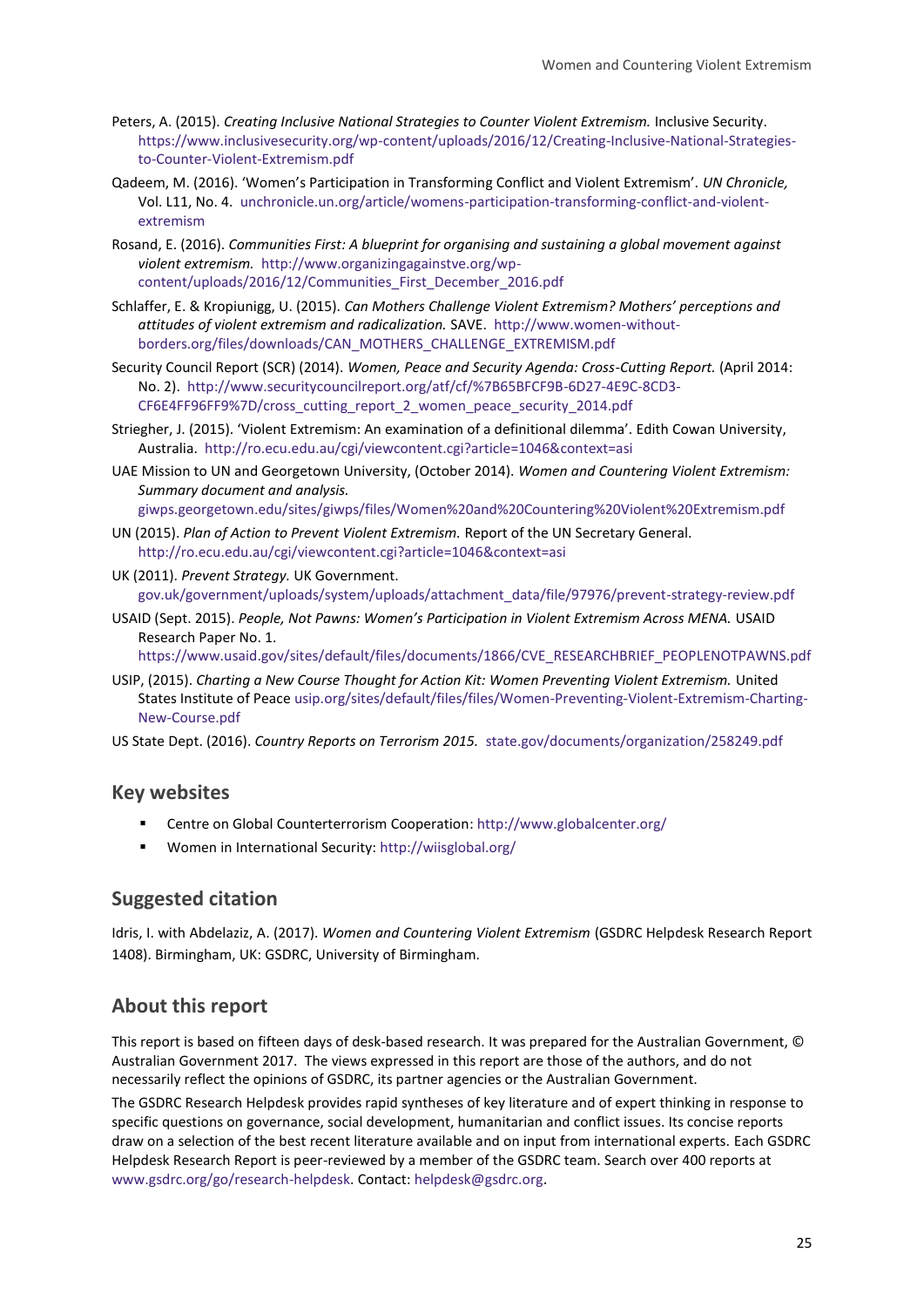Peters, A. (2015). *Creating Inclusive National Strategies to Counter Violent Extremism.* Inclusive Security. https://www.inclusivesecurity.org/wp-content/uploads/2016/12/Creating-Inclusive-National-Strategies-to-Counter-Violent-Extremism.pdf

Qadeem, M. (2016). 'Women's Participation in Transforming Conflict and Violent Extremism'. *UN Chronicle,* Vol. L11, No. 4. unchronicle.un.org/article/womens-participation-transforming-conflict-and-violent-extremism

Rosand, E. (2016). *Communities First: A blueprint for organising and sustaining a global movement against violent extremism.* http://www.organizingagainstve.org/wp-content/uploads/2016/12/Communities_First_December_2016.pdf

Schlaffer, E. & Kropiunigg, U. (2015). *Can Mothers Challenge Violent Extremism? Mothers' perceptions and attitudes of violent extremism and radicalization.* SAVE. http://www.women-without-borders.org/files/downloads/CAN_MOTHERS_CHALLENGE_EXTREMISM.pdf

Security Council Report (SCR) (2014). *Women, Peace and Security Agenda: Cross-Cutting Report.* (April 2014: No. 2). http://www.securitycouncilreport.org/atf/cf/%7B65BFCF9B-6D27-4E9C-8CD3-CF6E4FF96FF9%7D/cross_cutting_report_2_women_peace_security_2014.pdf

Striegher, J. (2015). 'Violent Extremism: An examination of a definitional dilemma'. Edith Cowan University, Australia. http://ro.ecu.edu.au/cgi/viewcontent.cgi?article=1046&context=asi

UAE Mission to UN and Georgetown University, (October 2014). *Women and Countering Violent Extremism: Summary document and analysis.* giwps.georgetown.edu/sites/giwps/files/Women%20and%20Countering%20Violent%20Extremism.pdf

UN (2015). *Plan of Action to Prevent Violent Extremism.* Report of the UN Secretary General. http://ro.ecu.edu.au/cgi/viewcontent.cgi?article=1046&context=asi

UK (2011). *Prevent Strategy.* UK Government. gov.uk/government/uploads/system/uploads/attachment_data/file/97976/prevent-strategy-review.pdf

USAID (Sept. 2015). *People, Not Pawns: Women's Participation in Violent Extremism Across MENA.* USAID Research Paper No. 1. https://www.usaid.gov/sites/default/files/documents/1866/CVE_RESEARCHBRIEF_PEOPLENOTPAWNS.pdf

USIP, (2015). *Charting a New Course Thought for Action Kit: Women Preventing Violent Extremism.* United States Institute of Peace usip.org/sites/default/files/files/Women-Preventing-Violent-Extremism-Charting-New-Course.pdf

US State Dept. (2016). *Country Reports on Terrorism 2015.* state.gov/documents/organization/258249.pdf

## Key websites

- Centre on Global Counterterrorism Cooperation: http://www.globalcenter.org/
- Women in International Security: http://wiisglobal.org/

## Suggested citation

Idris, I. with Abdelaziz, A. (2017). *Women and Countering Violent Extremism* (GSDRC Helpdesk Research Report 1408). Birmingham, UK: GSDRC, University of Birmingham.

## About this report

This report is based on fifteen days of desk-based research. It was prepared for the Australian Government, © Australian Government 2017. The views expressed in this report are those of the authors, and do not necessarily reflect the opinions of GSDRC, its partner agencies or the Australian Government.

The GSDRC Research Helpdesk provides rapid syntheses of key literature and of expert thinking in response to specific questions on governance, social development, humanitarian and conflict issues. Its concise reports draw on a selection of the best recent literature available and on input from international experts. Each GSDRC Helpdesk Research Report is peer-reviewed by a member of the GSDRC team. Search over 400 reports at www.gsdrc.org/go/research-helpdesk. Contact: helpdesk@gsdrc.org.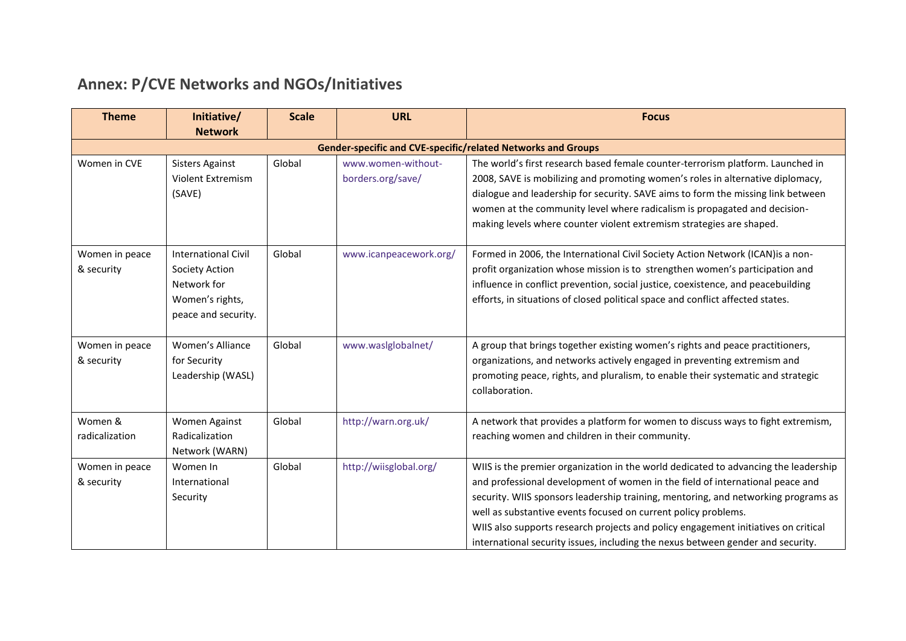## Annex: P/CVE Networks and NGOs/Initiatives

| Theme | Initiative/ Network | Scale | URL | Focus |
|---|---|---|---|---|
| **Gender-specific and CVE-specific/related Networks and Groups** | | | | |
| Women in CVE | Sisters Against Violent Extremism (SAVE) | Global | www.women-without-borders.org/save/ | The world's first research based female counter-terrorism platform. Launched in 2008, SAVE is mobilizing and promoting women's roles in alternative diplomacy, dialogue and leadership for security. SAVE aims to form the missing link between women at the community level where radicalism is propagated and decision-making levels where counter violent extremism strategies are shaped. |
| Women in peace & security | International Civil Society Action Network for Women's rights, peace and security. | Global | www.icanpeacework.org/ | Formed in 2006, the International Civil Society Action Network (ICAN)is a non-profit organization whose mission is to strengthen women's participation and influence in conflict prevention, social justice, coexistence, and peacebuilding efforts, in situations of closed political space and conflict affected states. |
| Women in peace & security | Women's Alliance for Security Leadership (WASL) | Global | www.waslglobalnet/ | A group that brings together existing women's rights and peace practitioners, organizations, and networks actively engaged in preventing extremism and promoting peace, rights, and pluralism, to enable their systematic and strategic collaboration. |
| Women & radicalization | Women Against Radicalization Network (WARN) | Global | http://warn.org.uk/ | A network that provides a platform for women to discuss ways to fight extremism, reaching women and children in their community. |
| Women in peace & security | Women In International Security | Global | http://wiisglobal.org/ | WIIS is the premier organization in the world dedicated to advancing the leadership and professional development of women in the field of international peace and security. WIIS sponsors leadership training, mentoring, and networking programs as well as substantive events focused on current policy problems. WIIS also supports research projects and policy engagement initiatives on critical international security issues, including the nexus between gender and security. |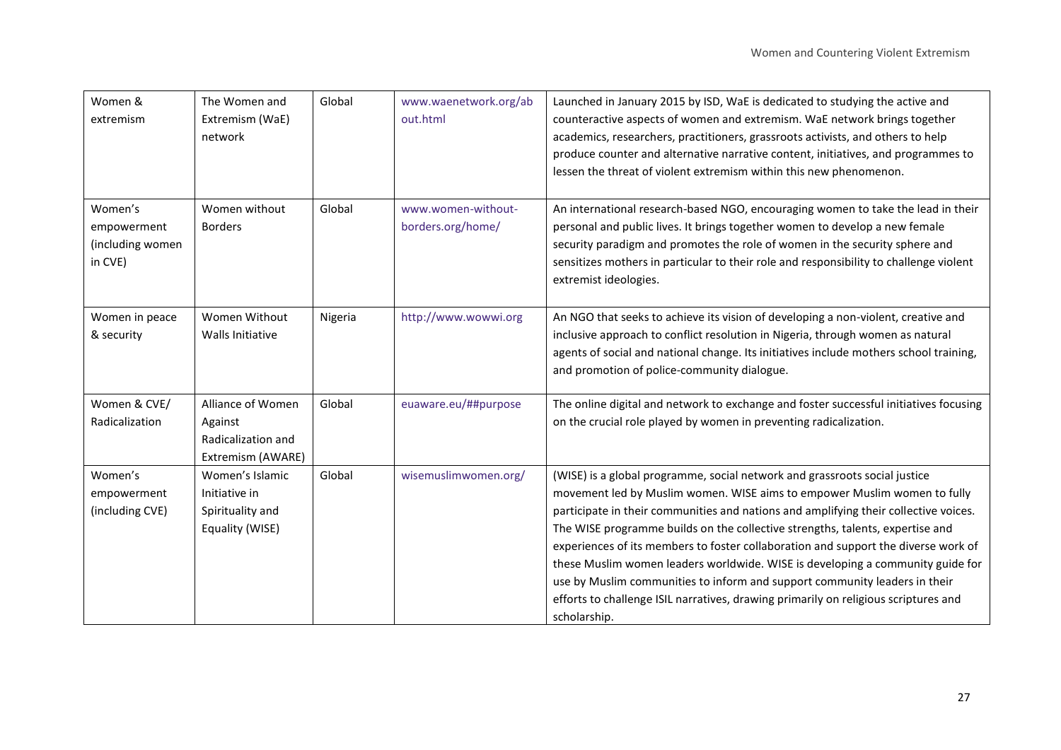| | | | | |
|---|---|---|---|---|
| Women & extremism | The Women and Extremism (WaE) network | Global | www.waenetwork.org/about.html | Launched in January 2015 by ISD, WaE is dedicated to studying the active and counteractive aspects of women and extremism. WaE network brings together academics, researchers, practitioners, grassroots activists, and others to help produce counter and alternative narrative content, initiatives, and programmes to lessen the threat of violent extremism within this new phenomenon. |
| Women's empowerment (including women in CVE) | Women without Borders | Global | www.women-without-borders.org/home/ | An international research-based NGO, encouraging women to take the lead in their personal and public lives. It brings together women to develop a new female security paradigm and promotes the role of women in the security sphere and sensitizes mothers in particular to their role and responsibility to challenge violent extremist ideologies. |
| Women in peace & security | Women Without Walls Initiative | Nigeria | http://www.wowwi.org | An NGO that seeks to achieve its vision of developing a non-violent, creative and inclusive approach to conflict resolution in Nigeria, through women as natural agents of social and national change. Its initiatives include mothers school training, and promotion of police-community dialogue. |
| Women & CVE/ Radicalization | Alliance of Women Against Radicalization and Extremism (AWARE) | Global | euaware.eu/##purpose | The online digital and network to exchange and foster successful initiatives focusing on the crucial role played by women in preventing radicalization. |
| Women's empowerment (including CVE) | Women's Islamic Initiative in Spirituality and Equality (WISE) | Global | wisemuslimwomen.org/ | (WISE) is a global programme, social network and grassroots social justice movement led by Muslim women. WISE aims to empower Muslim women to fully participate in their communities and nations and amplifying their collective voices. The WISE programme builds on the collective strengths, talents, expertise and experiences of its members to foster collaboration and support the diverse work of these Muslim women leaders worldwide. WISE is developing a community guide for use by Muslim communities to inform and support community leaders in their efforts to challenge ISIL narratives, drawing primarily on religious scriptures and scholarship. |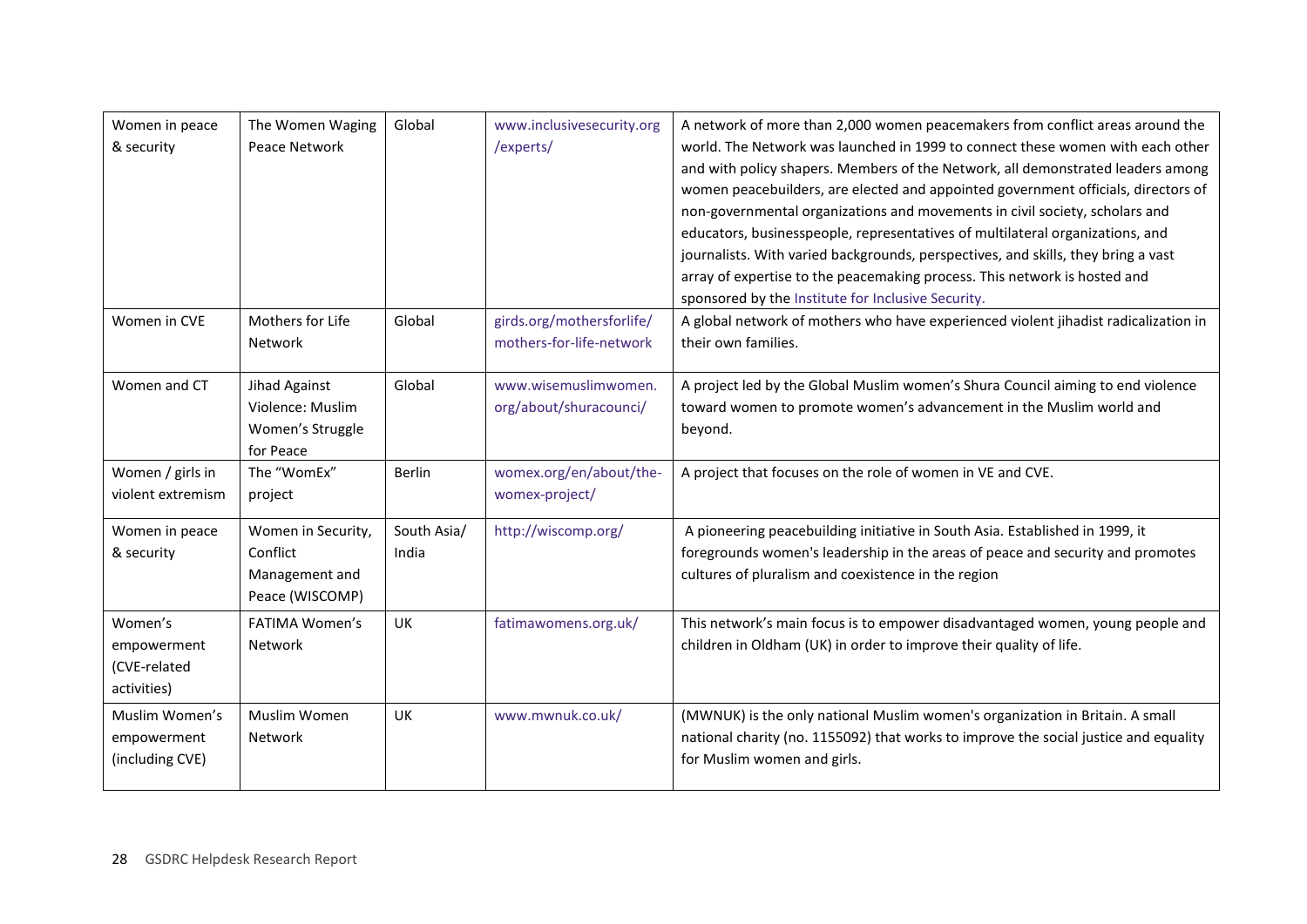| | | | | |
|---|---|---|---|---|
| Women in peace & security | The Women Waging Peace Network | Global | www.inclusivesecurity.org/experts/ | A network of more than 2,000 women peacemakers from conflict areas around the world. The Network was launched in 1999 to connect these women with each other and with policy shapers. Members of the Network, all demonstrated leaders among women peacebuilders, are elected and appointed government officials, directors of non-governmental organizations and movements in civil society, scholars and educators, businesspeople, representatives of multilateral organizations, and journalists. With varied backgrounds, perspectives, and skills, they bring a vast array of expertise to the peacemaking process. This network is hosted and sponsored by the Institute for Inclusive Security. |
| Women in CVE | Mothers for Life Network | Global | girds.org/mothersforlife/mothers-for-life-network | A global network of mothers who have experienced violent jihadist radicalization in their own families. |
| Women and CT | Jihad Against Violence: Muslim Women's Struggle for Peace | Global | www.wisemuslimwomen.org/about/shuracounci/ | A project led by the Global Muslim women's Shura Council aiming to end violence toward women to promote women's advancement in the Muslim world and beyond. |
| Women / girls in violent extremism | The "WomEx" project | Berlin | womex.org/en/about/the-womex-project/ | A project that focuses on the role of women in VE and CVE. |
| Women in peace & security | Women in Security, Conflict Management and Peace (WISCOMP) | South Asia/ India | http://wiscomp.org/ | A pioneering peacebuilding initiative in South Asia. Established in 1999, it foregrounds women's leadership in the areas of peace and security and promotes cultures of pluralism and coexistence in the region |
| Women's empowerment (CVE-related activities) | FATIMA Women's Network | UK | fatimawomens.org.uk/ | This network's main focus is to empower disadvantaged women, young people and children in Oldham (UK) in order to improve their quality of life. |
| Muslim Women's empowerment (including CVE) | Muslim Women Network | UK | www.mwnuk.co.uk/ | (MWNUK) is the only national Muslim women's organization in Britain. A small national charity (no. 1155092) that works to improve the social justice and equality for Muslim women and girls. |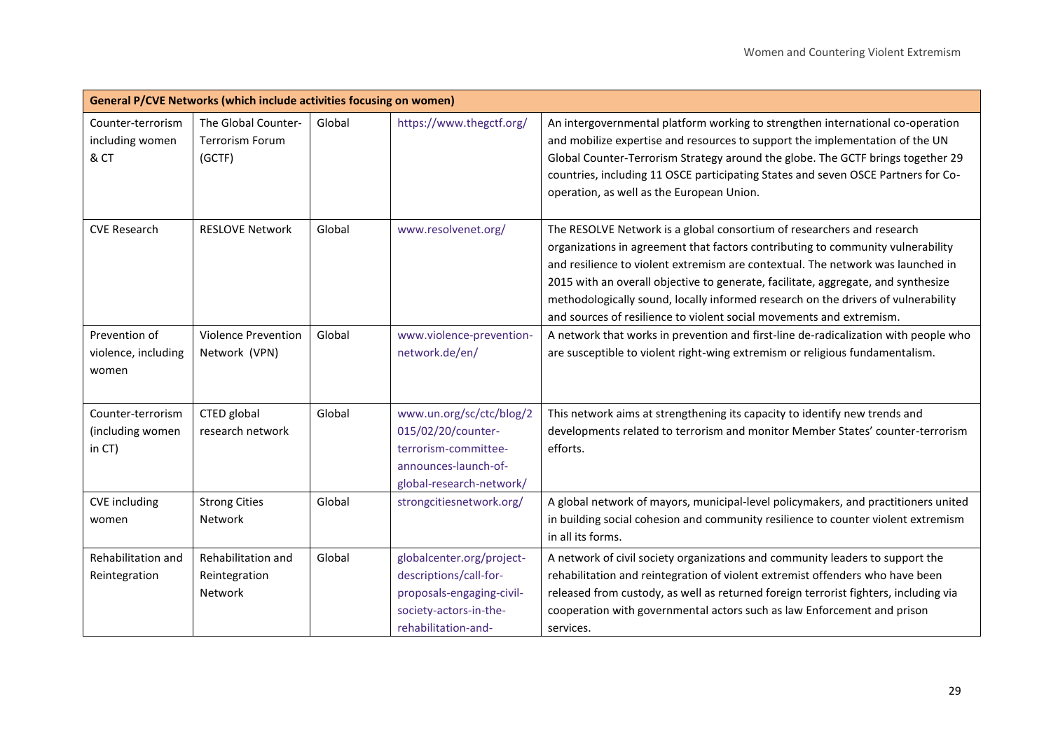| General P/CVE Networks (which include activities focusing on women) | | | | |
|---|---|---|---|---|
| Counter-terrorism including women & CT | The Global Counter-Terrorism Forum (GCTF) | Global | https://www.thegctf.org/ | An intergovernmental platform working to strengthen international co-operation and mobilize expertise and resources to support the implementation of the UN Global Counter-Terrorism Strategy around the globe. The GCTF brings together 29 countries, including 11 OSCE participating States and seven OSCE Partners for Co-operation, as well as the European Union. |
| CVE Research | RESLOVE Network | Global | www.resolvenet.org/ | The RESOLVE Network is a global consortium of researchers and research organizations in agreement that factors contributing to community vulnerability and resilience to violent extremism are contextual. The network was launched in 2015 with an overall objective to generate, facilitate, aggregate, and synthesize methodologically sound, locally informed research on the drivers of vulnerability and sources of resilience to violent social movements and extremism. |
| Prevention of violence, including women | Violence Prevention Network (VPN) | Global | www.violence-prevention-network.de/en/ | A network that works in prevention and first-line de-radicalization with people who are susceptible to violent right-wing extremism or religious fundamentalism. |
| Counter-terrorism (including women in CT) | CTED global research network | Global | www.un.org/sc/ctc/blog/2015/02/20/counter-terrorism-committee-announces-launch-of-global-research-network/ | This network aims at strengthening its capacity to identify new trends and developments related to terrorism and monitor Member States' counter-terrorism efforts. |
| CVE including women | Strong Cities Network | Global | strongcitiesnetwork.org/ | A global network of mayors, municipal-level policymakers, and practitioners united in building social cohesion and community resilience to counter violent extremism in all its forms. |
| Rehabilitation and Reintegration | Rehabilitation and Reintegration Network | Global | globalcenter.org/project-descriptions/call-for-proposals-engaging-civil-society-actors-in-the-rehabilitation-and- | A network of civil society organizations and community leaders to support the rehabilitation and reintegration of violent extremist offenders who have been released from custody, as well as returned foreign terrorist fighters, including via cooperation with governmental actors such as law Enforcement and prison services. |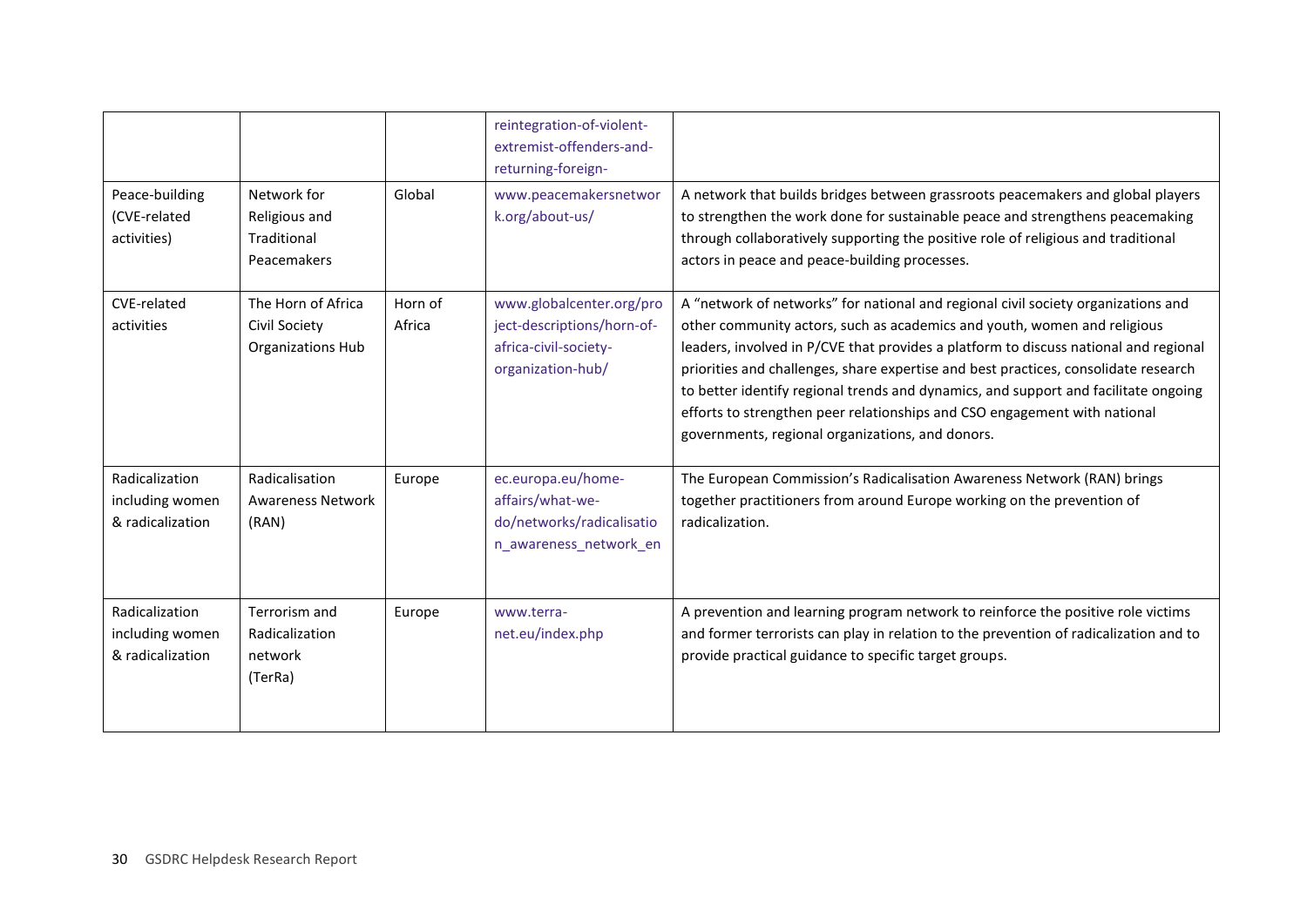| | | | | |
|---|---|---|---|---|
| | | | reintegration-of-violent-extremist-offenders-and-returning-foreign- | |
| Peace-building (CVE-related activities) | Network for Religious and Traditional Peacemakers | Global | www.peacemakersnetwork.org/about-us/ | A network that builds bridges between grassroots peacemakers and global players to strengthen the work done for sustainable peace and strengthens peacemaking through collaboratively supporting the positive role of religious and traditional actors in peace and peace-building processes. |
| CVE-related activities | The Horn of Africa Civil Society Organizations Hub | Horn of Africa | www.globalcenter.org/project-descriptions/horn-of-africa-civil-society-organization-hub/ | A "network of networks" for national and regional civil society organizations and other community actors, such as academics and youth, women and religious leaders, involved in P/CVE that provides a platform to discuss national and regional priorities and challenges, share expertise and best practices, consolidate research to better identify regional trends and dynamics, and support and facilitate ongoing efforts to strengthen peer relationships and CSO engagement with national governments, regional organizations, and donors. |
| Radicalization including women & radicalization | Radicalisation Awareness Network (RAN) | Europe | ec.europa.eu/home-affairs/what-we-do/networks/radicalisation_awareness_network_en | The European Commission's Radicalisation Awareness Network (RAN) brings together practitioners from around Europe working on the prevention of radicalization. |
| Radicalization including women & radicalization | Terrorism and Radicalization network (TerRa) | Europe | www.terra-net.eu/index.php | A prevention and learning program network to reinforce the positive role victims and former terrorists can play in relation to the prevention of radicalization and to provide practical guidance to specific target groups. |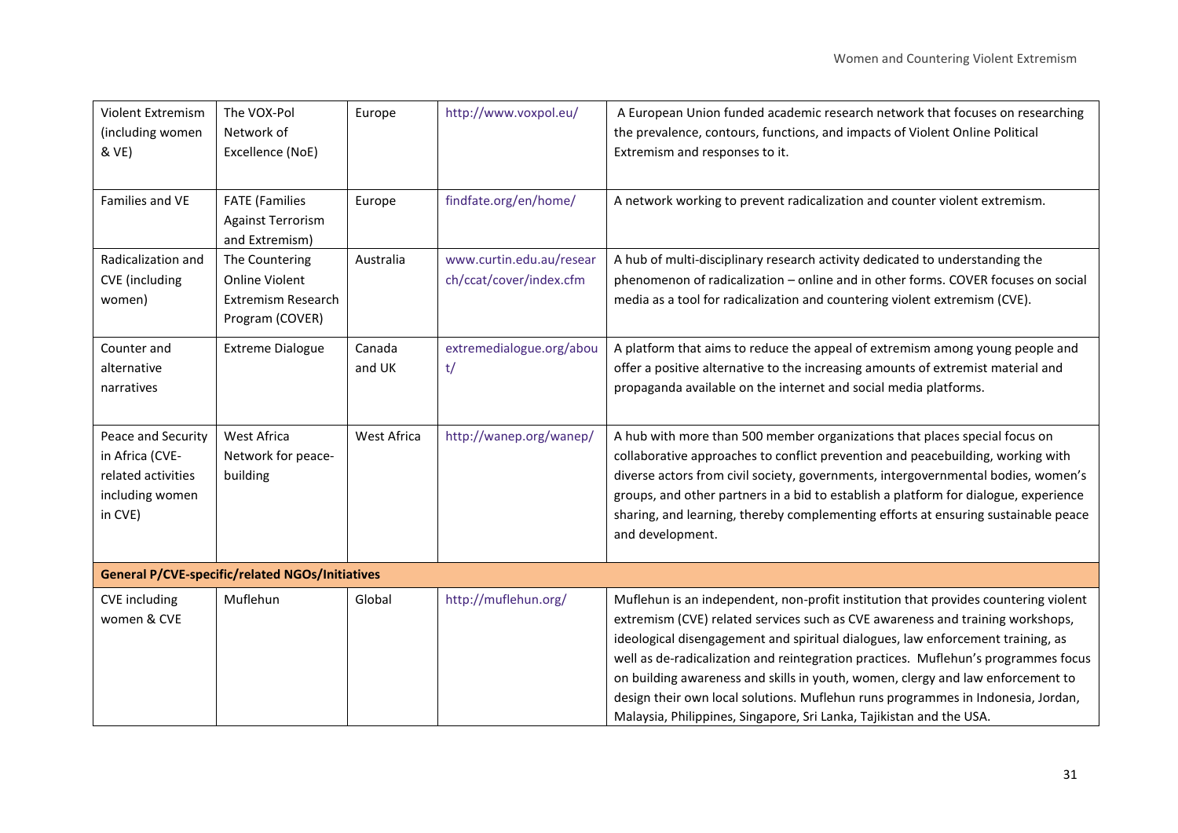| | | | | |
|---|---|---|---|---|
| Violent Extremism (including women & VE) | The VOX-Pol Network of Excellence (NoE) | Europe | http://www.voxpol.eu/ | A European Union funded academic research network that focuses on researching the prevalence, contours, functions, and impacts of Violent Online Political Extremism and responses to it. |
| Families and VE | FATE (Families Against Terrorism and Extremism) | Europe | findfate.org/en/home/ | A network working to prevent radicalization and counter violent extremism. |
| Radicalization and CVE (including women) | The Countering Online Violent Extremism Research Program (COVER) | Australia | www.curtin.edu.au/research/ccat/cover/index.cfm | A hub of multi-disciplinary research activity dedicated to understanding the phenomenon of radicalization – online and in other forms. COVER focuses on social media as a tool for radicalization and countering violent extremism (CVE). |
| Counter and alternative narratives | Extreme Dialogue | Canada and UK | extremedialogue.org/about/ | A platform that aims to reduce the appeal of extremism among young people and offer a positive alternative to the increasing amounts of extremist material and propaganda available on the internet and social media platforms. |
| Peace and Security in Africa (CVE-related activities including women in CVE) | West Africa Network for peace-building | West Africa | http://wanep.org/wanep/ | A hub with more than 500 member organizations that places special focus on collaborative approaches to conflict prevention and peacebuilding, working with diverse actors from civil society, governments, intergovernmental bodies, women's groups, and other partners in a bid to establish a platform for dialogue, experience sharing, and learning, thereby complementing efforts at ensuring sustainable peace and development. |
| **General P/CVE-specific/related NGOs/Initiatives** | | | | |
| CVE including women & CVE | Muflehun | Global | http://muflehun.org/ | Muflehun is an independent, non-profit institution that provides countering violent extremism (CVE) related services such as CVE awareness and training workshops, ideological disengagement and spiritual dialogues, law enforcement training, as well as de-radicalization and reintegration practices. Muflehun's programmes focus on building awareness and skills in youth, women, clergy and law enforcement to design their own local solutions. Muflehun runs programmes in Indonesia, Jordan, Malaysia, Philippines, Singapore, Sri Lanka, Tajikistan and the USA. |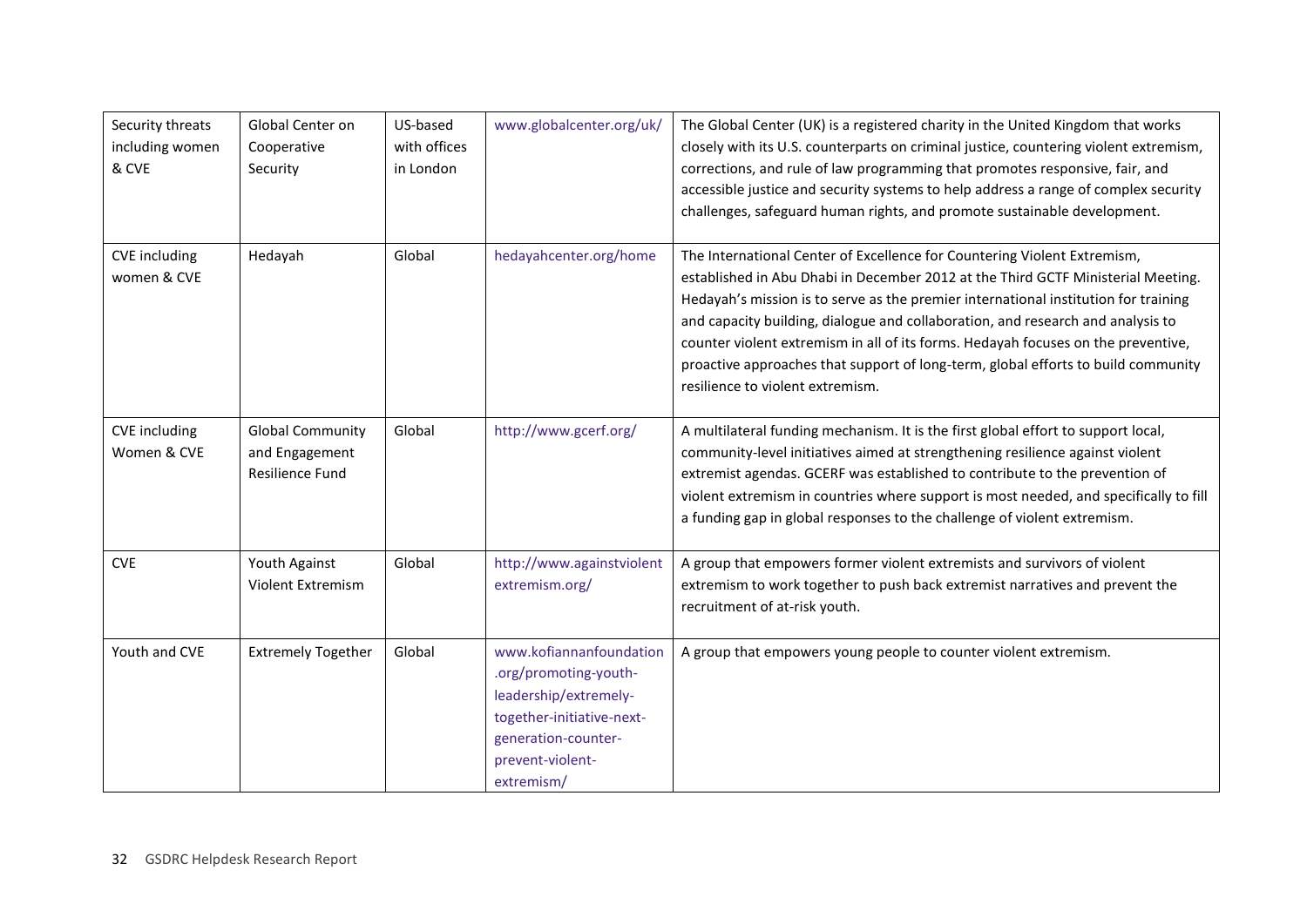| Security threats including women & CVE | Global Center on Cooperative Security | US-based with offices in London | www.globalcenter.org/uk/ | The Global Center (UK) is a registered charity in the United Kingdom that works closely with its U.S. counterparts on criminal justice, countering violent extremism, corrections, and rule of law programming that promotes responsive, fair, and accessible justice and security systems to help address a range of complex security challenges, safeguard human rights, and promote sustainable development. |
|---|---|---|---|---|
| CVE including women & CVE | Hedayah | Global | hedayahcenter.org/home | The International Center of Excellence for Countering Violent Extremism, established in Abu Dhabi in December 2012 at the Third GCTF Ministerial Meeting. Hedayah's mission is to serve as the premier international institution for training and capacity building, dialogue and collaboration, and research and analysis to counter violent extremism in all of its forms. Hedayah focuses on the preventive, proactive approaches that support of long-term, global efforts to build community resilience to violent extremism. |
| CVE including Women & CVE | Global Community and Engagement Resilience Fund | Global | http://www.gcerf.org/ | A multilateral funding mechanism. It is the first global effort to support local, community-level initiatives aimed at strengthening resilience against violent extremist agendas. GCERF was established to contribute to the prevention of violent extremism in countries where support is most needed, and specifically to fill a funding gap in global responses to the challenge of violent extremism. |
| CVE | Youth Against Violent Extremism | Global | http://www.againstviolentextremism.org/ | A group that empowers former violent extremists and survivors of violent extremism to work together to push back extremist narratives and prevent the recruitment of at-risk youth. |
| Youth and CVE | Extremely Together | Global | www.kofiannanfoundation.org/promoting-youth-leadership/extremely-together-initiative-next-generation-counter-prevent-violent-extremism/ | A group that empowers young people to counter violent extremism. |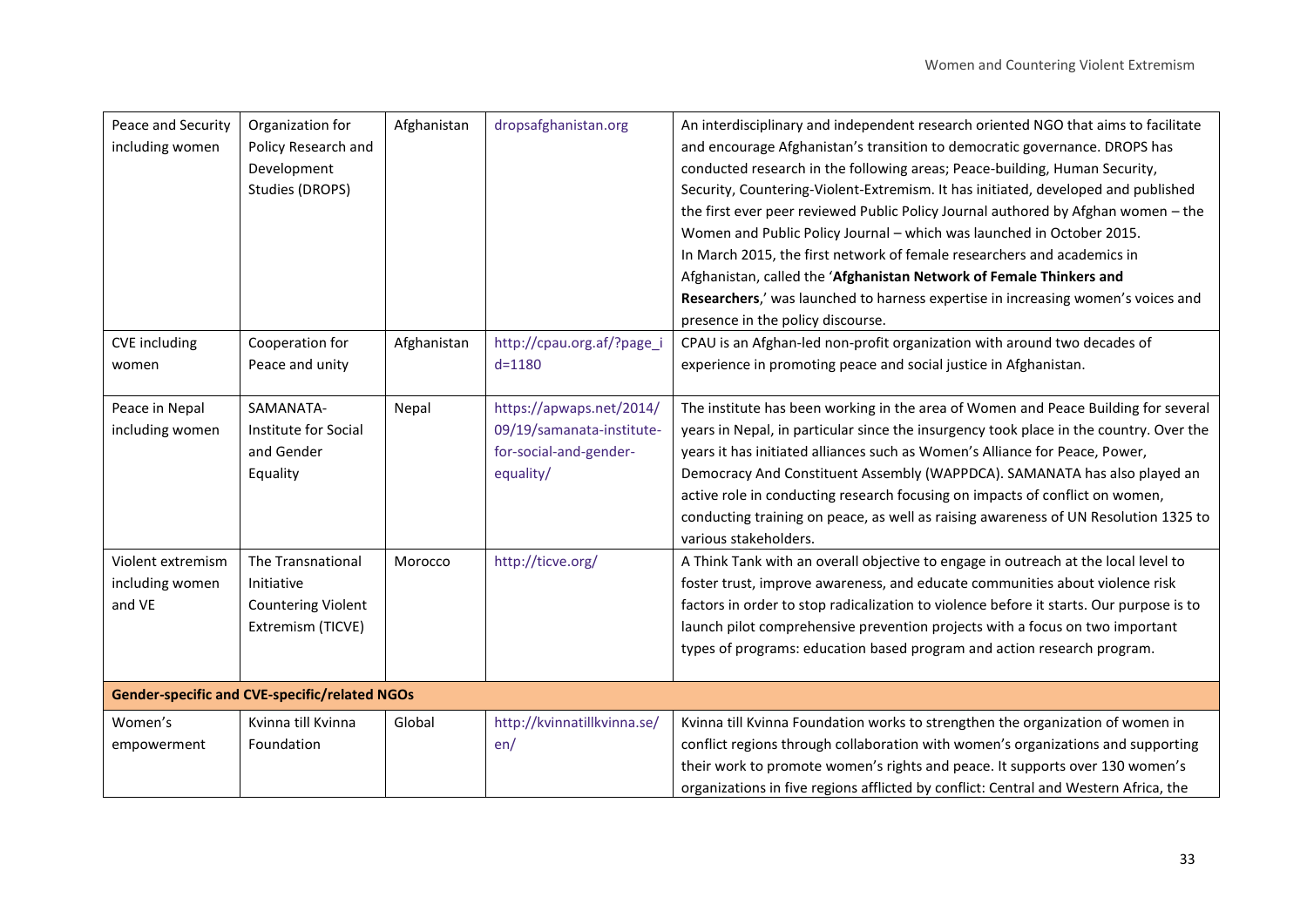| | | | | |
|---|---|---|---|---|
| Peace and Security including women | Organization for Policy Research and Development Studies (DROPS) | Afghanistan | dropsafghanistan.org | An interdisciplinary and independent research oriented NGO that aims to facilitate and encourage Afghanistan's transition to democratic governance. DROPS has conducted research in the following areas; Peace-building, Human Security, Security, Countering-Violent-Extremism. It has initiated, developed and published the first ever peer reviewed Public Policy Journal authored by Afghan women – the Women and Public Policy Journal – which was launched in October 2015. In March 2015, the first network of female researchers and academics in Afghanistan, called the '**Afghanistan Network of Female Thinkers and Researchers**,' was launched to harness expertise in increasing women's voices and presence in the policy discourse. |
| CVE including women | Cooperation for Peace and unity | Afghanistan | http://cpau.org.af/?page_id=1180 | CPAU is an Afghan-led non-profit organization with around two decades of experience in promoting peace and social justice in Afghanistan. |
| Peace in Nepal including women | SAMANATA-Institute for Social and Gender Equality | Nepal | https://apwaps.net/2014/09/19/samanata-institute-for-social-and-gender-equality/ | The institute has been working in the area of Women and Peace Building for several years in Nepal, in particular since the insurgency took place in the country. Over the years it has initiated alliances such as Women's Alliance for Peace, Power, Democracy And Constituent Assembly (WAPPDCA). SAMANATA has also played an active role in conducting research focusing on impacts of conflict on women, conducting training on peace, as well as raising awareness of UN Resolution 1325 to various stakeholders. |
| Violent extremism including women and VE | The Transnational Initiative Countering Violent Extremism (TICVE) | Morocco | http://ticve.org/ | A Think Tank with an overall objective to engage in outreach at the local level to foster trust, improve awareness, and educate communities about violence risk factors in order to stop radicalization to violence before it starts. Our purpose is to launch pilot comprehensive prevention projects with a focus on two important types of programs: education based program and action research program. |
| **Gender-specific and CVE-specific/related NGOs** | | | | |
| Women's empowerment | Kvinna till Kvinna Foundation | Global | http://kvinnatillkvinna.se/en/ | Kvinna till Kvinna Foundation works to strengthen the organization of women in conflict regions through collaboration with women's organizations and supporting their work to promote women's rights and peace. It supports over 130 women's organizations in five regions afflicted by conflict: Central and Western Africa, the |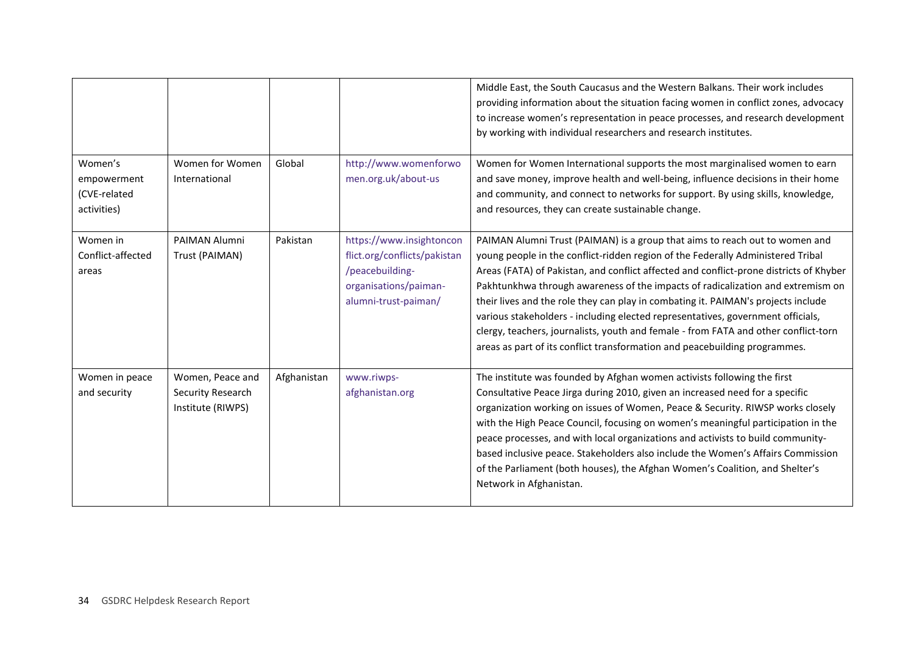| | | | | |
|---|---|---|---|---|
| | | | | Middle East, the South Caucasus and the Western Balkans. Their work includes providing information about the situation facing women in conflict zones, advocacy to increase women's representation in peace processes, and research development by working with individual researchers and research institutes. |
| Women's empowerment (CVE-related activities) | Women for Women International | Global | http://www.womenforwomen.org.uk/about-us | Women for Women International supports the most marginalised women to earn and save money, improve health and well-being, influence decisions in their home and community, and connect to networks for support. By using skills, knowledge, and resources, they can create sustainable change. |
| Women in Conflict-affected areas | PAIMAN Alumni Trust (PAIMAN) | Pakistan | https://www.insightonconflict.org/conflicts/pakistan/peacebuilding-organisations/paiman-alumni-trust-paiman/ | PAIMAN Alumni Trust (PAIMAN) is a group that aims to reach out to women and young people in the conflict-ridden region of the Federally Administered Tribal Areas (FATA) of Pakistan, and conflict affected and conflict-prone districts of Khyber Pakhtunkhwa through awareness of the impacts of radicalization and extremism on their lives and the role they can play in combating it. PAIMAN's projects include various stakeholders - including elected representatives, government officials, clergy, teachers, journalists, youth and female - from FATA and other conflict-torn areas as part of its conflict transformation and peacebuilding programmes. |
| Women in peace and security | Women, Peace and Security Research Institute (RIWPS) | Afghanistan | www.riwps-afghanistan.org | The institute was founded by Afghan women activists following the first Consultative Peace Jirga during 2010, given an increased need for a specific organization working on issues of Women, Peace & Security. RIWSP works closely with the High Peace Council, focusing on women's meaningful participation in the peace processes, and with local organizations and activists to build community-based inclusive peace. Stakeholders also include the Women's Affairs Commission of the Parliament (both houses), the Afghan Women's Coalition, and Shelter's Network in Afghanistan. |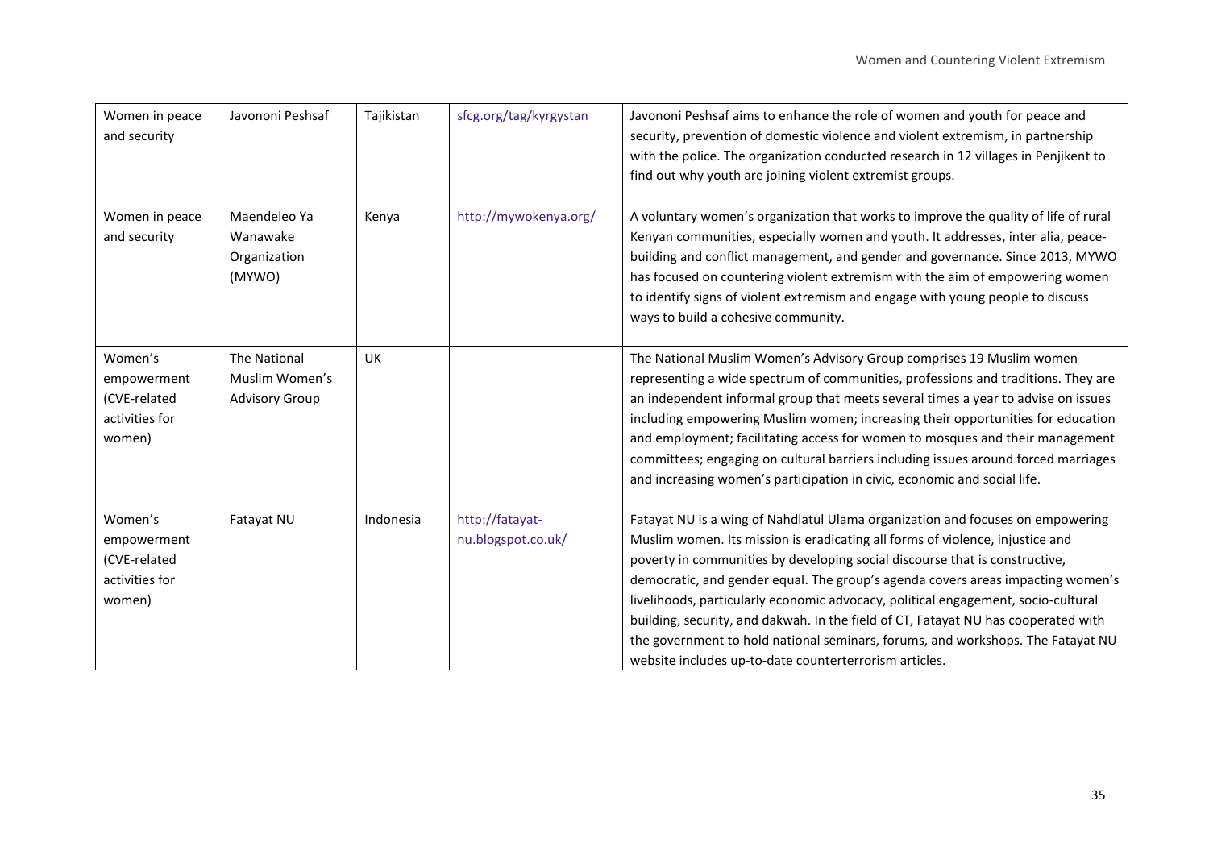| Women in peace and security | Javononi Peshsaf | Tajikistan | sfcg.org/tag/kyrgystan | Javononi Peshsaf aims to enhance the role of women and youth for peace and security, prevention of domestic violence and violent extremism, in partnership with the police. The organization conducted research in 12 villages in Penjikent to find out why youth are joining violent extremist groups. |
|---|---|---|---|---|
| Women in peace and security | Maendeleo Ya Wanawake Organization (MYWO) | Kenya | http://mywokenya.org/ | A voluntary women's organization that works to improve the quality of life of rural Kenyan communities, especially women and youth. It addresses, inter alia, peace-building and conflict management, and gender and governance. Since 2013, MYWO has focused on countering violent extremism with the aim of empowering women to identify signs of violent extremism and engage with young people to discuss ways to build a cohesive community. |
| Women's empowerment (CVE-related activities for women) | The National Muslim Women's Advisory Group | UK | | The National Muslim Women's Advisory Group comprises 19 Muslim women representing a wide spectrum of communities, professions and traditions. They are an independent informal group that meets several times a year to advise on issues including empowering Muslim women; increasing their opportunities for education and employment; facilitating access for women to mosques and their management committees; engaging on cultural barriers including issues around forced marriages and increasing women's participation in civic, economic and social life. |
| Women's empowerment (CVE-related activities for women) | Fatayat NU | Indonesia | http://fatayat-nu.blogspot.co.uk/ | Fatayat NU is a wing of Nahdlatul Ulama organization and focuses on empowering Muslim women. Its mission is eradicating all forms of violence, injustice and poverty in communities by developing social discourse that is constructive, democratic, and gender equal. The group's agenda covers areas impacting women's livelihoods, particularly economic advocacy, political engagement, socio-cultural building, security, and dakwah. In the field of CT, Fatayat NU has cooperated with the government to hold national seminars, forums, and workshops. The Fatayat NU website includes up-to-date counterterrorism articles. |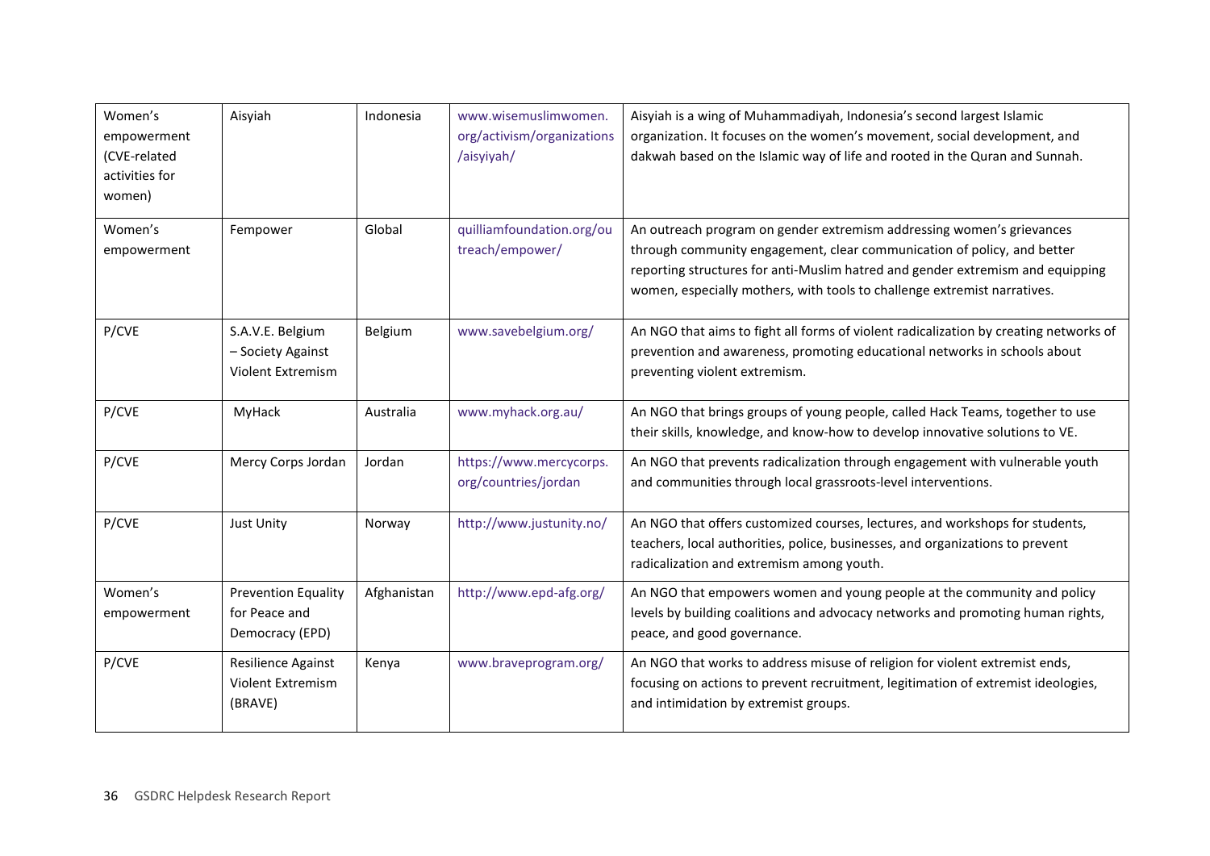| | | | | |
|---|---|---|---|---|
| Women's empowerment (CVE-related activities for women) | Aisyiah | Indonesia | www.wisemuslimwomen.org/activism/organizations/aisyiyah/ | Aisyiah is a wing of Muhammadiyah, Indonesia's second largest Islamic organization. It focuses on the women's movement, social development, and dakwah based on the Islamic way of life and rooted in the Quran and Sunnah. |
| Women's empowerment | Fempower | Global | quilliamfoundation.org/outreach/empower/ | An outreach program on gender extremism addressing women's grievances through community engagement, clear communication of policy, and better reporting structures for anti-Muslim hatred and gender extremism and equipping women, especially mothers, with tools to challenge extremist narratives. |
| P/CVE | S.A.V.E. Belgium – Society Against Violent Extremism | Belgium | www.savebelgium.org/ | An NGO that aims to fight all forms of violent radicalization by creating networks of prevention and awareness, promoting educational networks in schools about preventing violent extremism. |
| P/CVE | MyHack | Australia | www.myhack.org.au/ | An NGO that brings groups of young people, called Hack Teams, together to use their skills, knowledge, and know-how to develop innovative solutions to VE. |
| P/CVE | Mercy Corps Jordan | Jordan | https://www.mercycorps.org/countries/jordan | An NGO that prevents radicalization through engagement with vulnerable youth and communities through local grassroots-level interventions. |
| P/CVE | Just Unity | Norway | http://www.justunity.no/ | An NGO that offers customized courses, lectures, and workshops for students, teachers, local authorities, police, businesses, and organizations to prevent radicalization and extremism among youth. |
| Women's empowerment | Prevention Equality for Peace and Democracy (EPD) | Afghanistan | http://www.epd-afg.org/ | An NGO that empowers women and young people at the community and policy levels by building coalitions and advocacy networks and promoting human rights, peace, and good governance. |
| P/CVE | Resilience Against Violent Extremism (BRAVE) | Kenya | www.braveprogram.org/ | An NGO that works to address misuse of religion for violent extremist ends, focusing on actions to prevent recruitment, legitimation of extremist ideologies, and intimidation by extremist groups. |